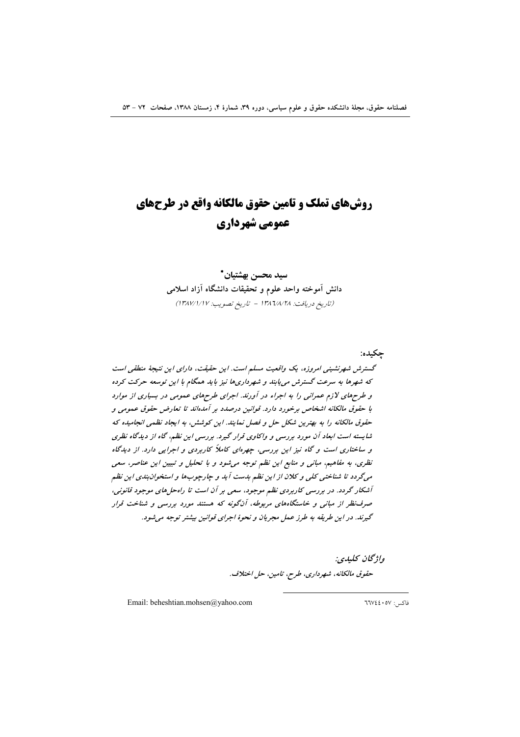# روش‌های تملک و تامین حقوق مالکانه واقع در طرح‌های عمومی شهرداری

**سید محسن بهشتیان***

دانش آموخته واحد علوم و تحقیقات دانشگاه آزاد اسلامی

(تاریخ دریافت: ۱۳۸۶/۸/۲۸ - تاریخ تصویب: ۱۳۸۷/۱/۱۷)

**چکیده:**

*گسترش شهرنشینی امروزه، یک واقعیت مسلم است. این حقیقت، دارای این نتیجهٔ منطقی است که شهرها به سرعت گسترش می‌یابند و شهرداری‌ها نیز باید همگام با این توسعه حرکت کرده و طرح‌های لازم عمرانی را به اجراء در آورند. اجرای طرح‌های عمومی در بسیاری از موارد با حقوق مالکانه اشخاص برخورد دارد. قوانین درصدد بر آمده‌اند تا تعارض حقوق عمومی و حقوق مالکانه را به بهترین شکل حل و فصل نمایند. این کوشش، به ایجاد نظمی انجامیده که شایسته است ابعاد آن مورد بررسی و واکاوی قرار گیرد. بررسی این نظم، گاه از دیدگاه نظری و ساختاری است و گاه نیز این بررسی، چهره‌ای کاملاً کاربردی و اجرایی دارد. از دیدگاه نظری، به مفاهیم، مبانی و منابع این نظم توجه می‌شود و با تحلیل و تبیین این عناصر، سعی می‌گردد تا شناختی کلی و کلان از این نظم بدست آید و چارچوب‌ها و استخوان‌بندی این نظم آشکار گردد. در بررسی کاربردی نظم موجود، سعی بر آن است تا راه‌حل‌های موجود قانونی، صرف‌نظر از مبانی و خاستگاه‌های مربوطه، آن‌گونه که هستند مورد بررسی و شناخت قرار گیرند. در این طریقه به طرز عمل مجریان و نحوهٔ اجرای قوانین بیشتر توجه می‌شود.*

*واژگان کلیدی:*

*حقوق مالکانه، شهرداری، طرح، تامین، حل اختلاف.*

---

فاکس: ۶۶۷۴۴۰۵۷ * Email: beheshtian.mohsen@yahoo.com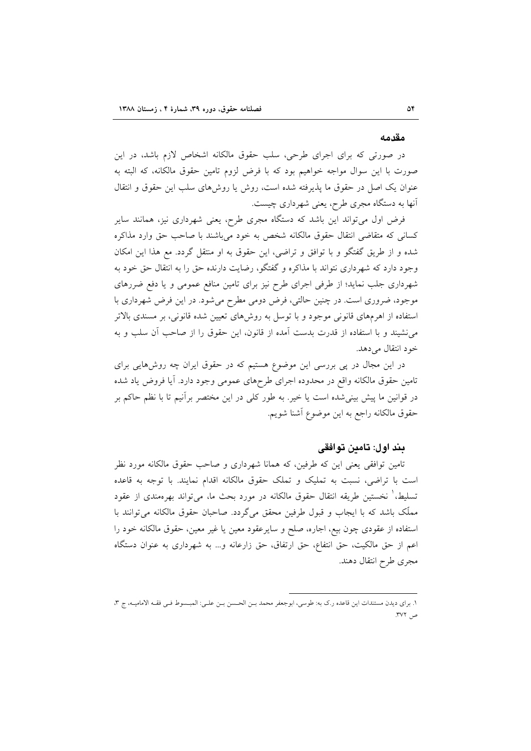## مقدمه

در صورتی که برای اجرای طرحی، سلب حقوق مالکانه اشخاص لازم باشد، در این صورت با این سوال مواجه خواهیم بود که با فرض لزوم تامین حقوق مالکانه، که البته به عنوان یک اصل در حقوق ما پذیرفته شده است، روش یا روش‌های سلب این حقوق و انتقال آنها به دستگاه مجری طرح، یعنی شهرداری چیست.

فرض اول می‌تواند این باشد که دستگاه مجری طرح، یعنی شهرداری نیز، همانند سایر کسانی که متقاضی انتقال حقوق مالکانه شخص به خود می‌باشند با صاحب حق وارد مذاکره شده و از طریق گفتگو و با توافق و تراضی، این حقوق به او منتقل گردد. مع هذا این امکان وجود دارد که شهرداری نتواند با مذاکره و گفتگو، رضایت دارنده حق را به انتقال حق خود به شهرداری جلب نماید؛ از طرفی اجرای طرح نیز برای تامین منافع عمومی و یا دفع ضررهای موجود، ضروری است. در چنین حالتی، فرض دومی مطرح می‌شود. در این فرض شهرداری با استفاده از اهرم‌های قانونی موجود و با توسل به روش‌های تعیین شده قانونی، بر مسندی بالاتر می‌نشیند و با استفاده از قدرت بدست آمده از قانون، این حقوق را از صاحب آن سلب و به خود انتقال می‌دهد.

در این مجال در پی بررسی این موضوع هستیم که در حقوق ایران چه روش‌هایی برای تامین حقوق مالکانه واقع در محدوده اجرای طرح‌های عمومی وجود دارد. آیا فروض یاد شده در قوانین ما پیش بینی‌شده است یا خیر. به طور کلی در این مختصر برآنیم تا با نظم حاکم بر حقوق مالکانه راجع به این موضوع آشنا شویم.

## بند اول: تامین توافقی

تامین توافقی یعنی این که طرفین، که همانا شهرداری و صاحب حقوق مالکانه مورد نظر است با تراضی، نسبت به تملیک و تملک حقوق مالکانه اقدام نمایند. با توجه به قاعده تسلیط،[1] نخستین طریقه انتقال حقوق مالکانه در مورد بحث ما، می‌تواند بهره‌مندی از عقود مملِّک باشد که با ایجاب و قبول طرفین محقق می‌گردد. صاحبان حقوق مالکانه می‌توانند با استفاده از عقودی چون بیع، اجاره، صلح و سایرعقود معین یا غیر معین، حقوق مالکانه خود را اعم از حق مالکیت، حق انتفاع، حق ارتفاق، حق زارعانه و... به شهرداری به عنوان دستگاه مجری طرح انتقال دهند.

---

۱. برای دیدن مستندات این قاعده ر.ک به: طوسی، ابوجعفر محمد بـن الحسن بـن علـی: المبسـوط فـی فقـه الامامیـه، ج ۳، ص ۳۷۲.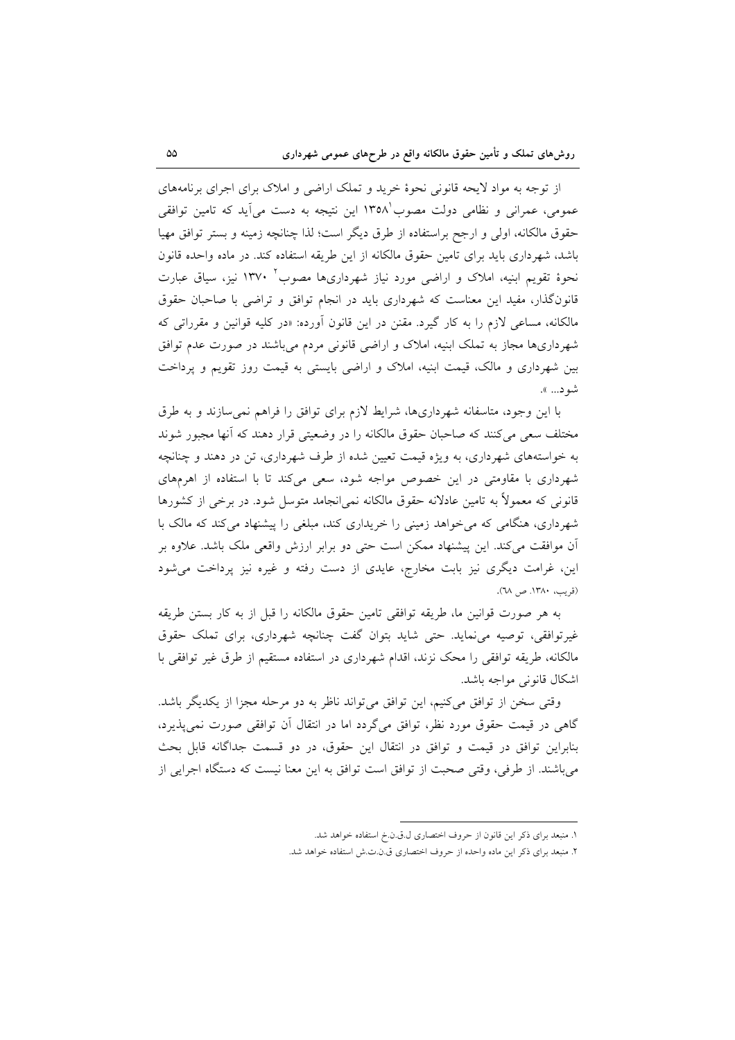از توجه به مواد لایحه قانونی نحوهٔ خرید و تملک اراضی و املاک برای اجرای برنامه‌های عمومی، عمرانی و نظامی دولت مصوب[1] ۱۳۵۸ این نتیجه به دست می‌آید که تامین توافقی حقوق مالکانه، اولی و ارجح براستفاده از طرق دیگر است؛ لذا چنانچه زمینه و بستر توافق مهیا باشد، شهرداری باید برای تامین حقوق مالکانه از این طریقه استفاده کند. در ماده واحده قانون نحوهٔ تقویم ابنیه، املاک و اراضی مورد نیاز شهرداری‌ها مصوب[2] ۱۳۷۰ نیز، سیاق عبارت قانون‌گذار، مفید این معناست که شهرداری باید در انجام توافق و تراضی با صاحبان حقوق مالکانه، مساعی لازم را به کار گیرد. مقنن در این قانون آورده: «در کلیه قوانین و مقرراتی که شهرداری‌ها مجاز به تملک ابنیه، املاک و اراضی قانونی مردم می‌باشند در صورت عدم توافق بین شهرداری و مالک، قیمت ابنیه، املاک و اراضی بایستی به قیمت روز تقویم و پرداخت شود... ».

با این وجود، متاسفانه شهرداری‌ها، شرایط لازم برای توافق را فراهم نمی‌سازند و به طرق مختلف سعی می‌کنند که صاحبان حقوق مالکانه را در وضعیتی قرار دهند که آنها مجبور شوند به خواسته‌های شهرداری، به ویژه قیمت تعیین شده از طرف شهرداری، تن در دهند و چنانچه شهرداری با مقاومتی در این خصوص مواجه شود، سعی می‌کند تا با استفاده از اهرم‌های قانونی که معمولاً به تامین عادلانه حقوق مالکانه نمی‌انجامد متوسل شود. در برخی از کشورها شهرداری، هنگامی که می‌خواهد زمینی را خریداری کند، مبلغی را پیشنهاد می‌کند که مالک با آن موافقت می‌کند. این پیشنهاد ممکن است حتی دو برابر ارزش واقعی ملک باشد. علاوه بر این، غرامت دیگری نیز بابت مخارج، عایدی از دست رفته و غیره نیز پرداخت می‌شود (قریب، ۱۳۸۰، ص ٦٨).

به هر صورت قوانین ما، طریقه توافقی تامین حقوق مالکانه را قبل از به کار بستن طریقه غیرتوافقی، توصیه می‌نماید. حتی شاید بتوان گفت چنانچه شهرداری، برای تملک حقوق مالکانه، طریقه توافقی را محک نزند، اقدام شهرداری در استفاده مستقیم از طرق غیر توافقی با اشکال قانونی مواجه باشد.

وقتی سخن از توافق می‌کنیم، این توافق می‌تواند ناظر به دو مرحله مجزا از یکدیگر باشد. گاهی در قیمت حقوق مورد نظر، توافق می‌گردد اما در انتقال آن توافقی صورت نمی‌پذیرد، بنابراین توافق در قیمت و توافق در انتقال این حقوق، در دو قسمت جداگانه قابل بحث می‌باشند. از طرفی، وقتی صحبت از توافق است توافق به این معنا نیست که دستگاه اجرایی از

---

[1] منبعد برای ذکر این قانون از حروف اختصاری ل.ق.ن.خ استفاده خواهد شد.

[2] منبعد برای ذکر این ماده واحده از حروف اختصاری ق.ن.ت.ش استفاده خواهد شد.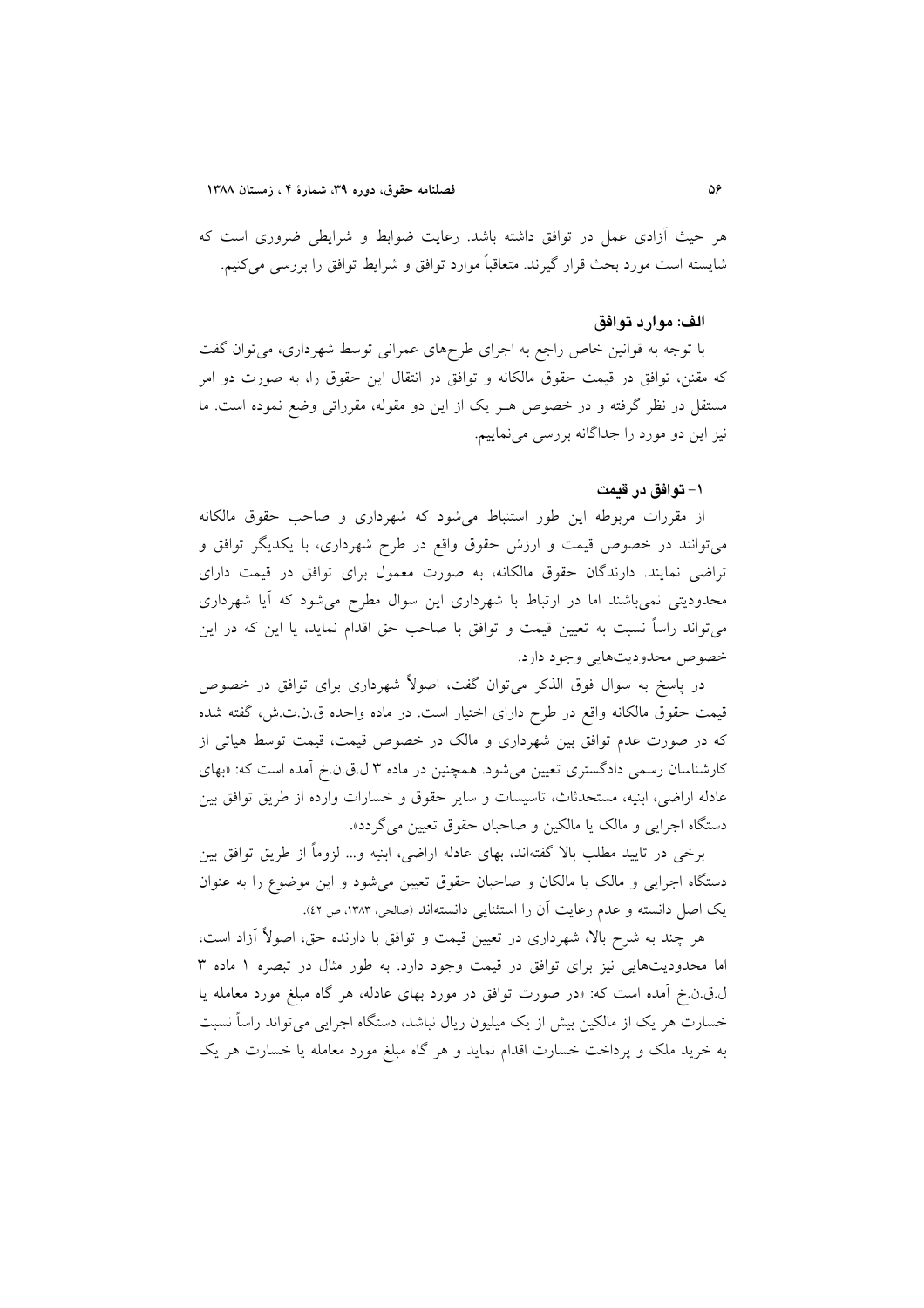هر حیث آزادی عمل در توافق داشته باشد. رعایت ضوابط و شرایطی ضروری است که شایسته است مورد بحث قرار گیرند. متعاقباً موارد توافق و شرایط توافق را بررسی می‌کنیم.

### الف: موارد توافق

با توجه به قوانین خاص راجع به اجرای طرح‌های عمرانی توسط شهرداری، می‌توان گفت که مقنن، توافق در قیمت حقوق مالکانه و توافق در انتقال این حقوق را، به صورت دو امر مستقل در نظر گرفته و در خصوص هـر یک از این دو مقوله، مقرراتی وضع نموده است. ما نیز این دو مورد را جداگانه بررسی می‌نماییم.

#### ۱- توافق در قیمت

از مقررات مربوطه این طور استنباط می‌شود که شهرداری و صاحب حقوق مالکانه می‌توانند در خصوص قیمت و ارزش حقوق واقع در طرح شهرداری، با یکدیگر توافق و تراضی نمایند. دارندگان حقوق مالکانه، به صورت معمول برای توافق در قیمت دارای محدودیتی نمی‌باشند اما در ارتباط با شهرداری این سوال مطرح می‌شود که آیا شهرداری می‌تواند راساً نسبت به تعیین قیمت و توافق با صاحب حق اقدام نماید، یا این که در این خصوص محدودیت‌هایی وجود دارد.

در پاسخ به سوال فوق الذکر می‌توان گفت، اصولاً شهرداری برای توافق در خصوص قیمت حقوق مالکانه واقع در طرح دارای اختیار است. در ماده واحده ق.ن.ت.ش، گفته شده که در صورت عدم توافق بین شهرداری و مالک در خصوص قیمت، قیمت توسط هیاتی از کارشناسان رسمی دادگستری تعیین می‌شود. همچنین در ماده ۳ ل.ق.ن.خ آمده است که: «بهای عادله اراضی، ابنیه، مستحدثات، تاسیسات و سایر حقوق و خسارات وارده از طریق توافق بین دستگاه اجرایی و مالک یا مالکین و صاحبان حقوق تعیین می‌گردد».

برخی در تایید مطلب بالا گفته‌اند، بهای عادله اراضی، ابنیه و... لزوماً از طریق توافق بین دستگاه اجرایی و مالک یا مالکان و صاحبان حقوق تعیین می‌شود و این موضوع را به عنوان یک اصل دانسته و عدم رعایت آن را استثنایی دانسته‌اند (صالحی، ۱۳۸۳، ص ۴۲).

هر چند به شرح بالا، شهرداری در تعیین قیمت و توافق با دارنده حق، اصولاً آزاد است، اما محدودیت‌هایی نیز برای توافق در قیمت وجود دارد. به طور مثال در تبصره ۱ ماده ۳ ل.ق.ن.خ آمده است که: «در صورت توافق در مورد بهای عادله، هر گاه مبلغ مورد معامله یا خسارت هر یک از مالکین بیش از یک میلیون ریال نباشد، دستگاه اجرایی می‌تواند راساً نسبت به خرید ملک و پرداخت خسارت اقدام نماید و هر گاه مبلغ مورد معامله یا خسارت هر یک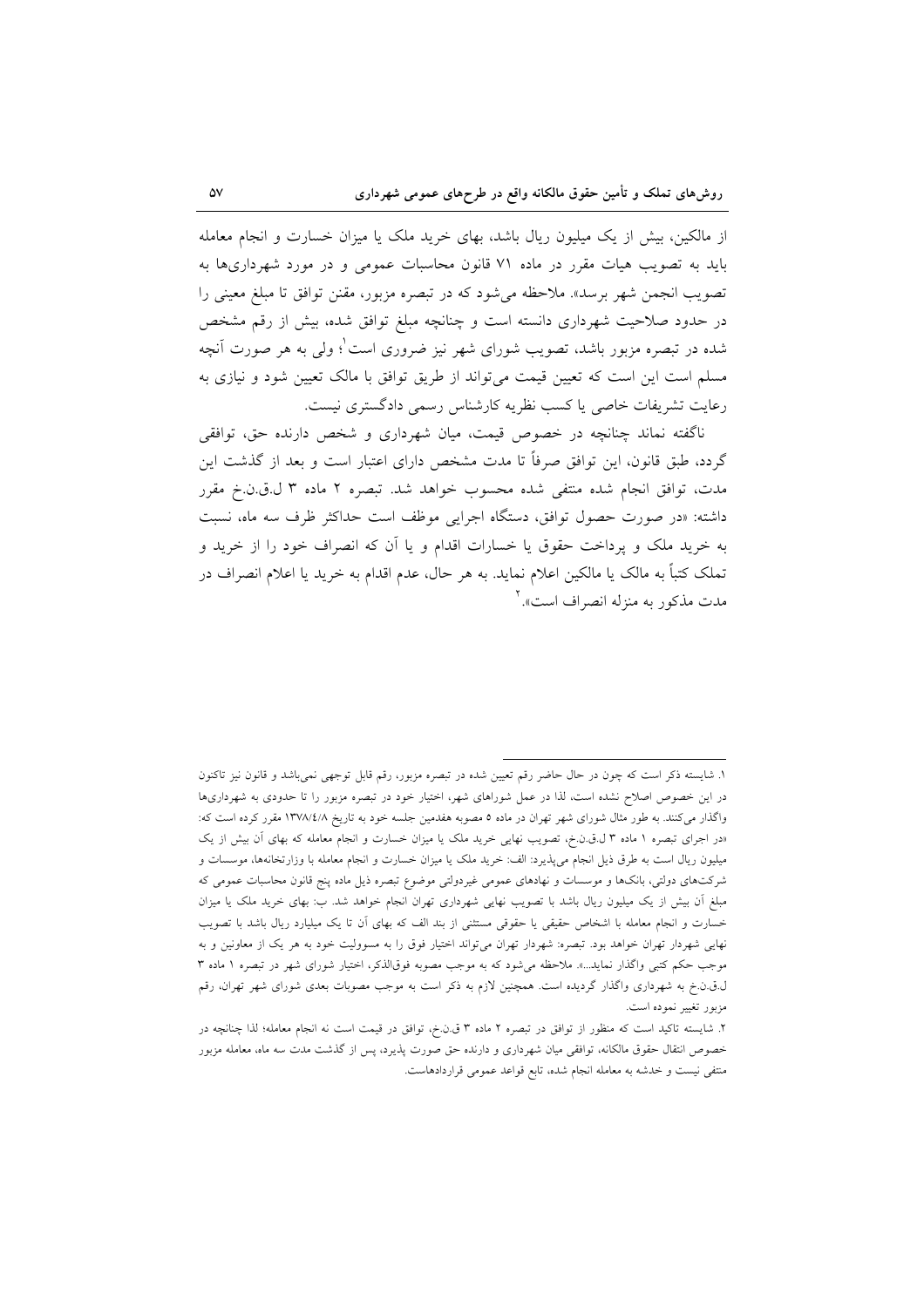از مالکین، بیش از یک میلیون ریال باشد، بهای خرید ملک یا میزان خسارت و انجام معامله باید به تصویب هیات مقرر در ماده ۷۱ قانون محاسبات عمومی و در مورد شهرداری‌ها به تصویب انجمن شهر برسد». ملاحظه می‌شود که در تبصره مزبور، مقنن توافق تا مبلغ معینی را در حدود صلاحیت شهرداری دانسته است و چنانچه مبلغ توافق شده، بیش از رقم مشخص شده در تبصره مزبور باشد، تصویب شورای شهر نیز ضروری است[1]؛ ولی به هر صورت آنچه مسلم است این است که تعیین قیمت می‌تواند از طریق توافق با مالک تعیین شود و نیازی به رعایت تشریفات خاصی یا کسب نظریه کارشناس رسمی دادگستری نیست.

ناگفته نماند چنانچه در خصوص قیمت، میان شهرداری و شخص دارنده حق، توافقی گردد، طبق قانون، این توافق صرفاً تا مدت مشخص دارای اعتبار است و بعد از گذشت این مدت، توافق انجام شده منتفی شده محسوب خواهد شد. تبصره ۲ ماده ۳ ل.ق.ن.خ مقرر داشته: «در صورت حصول توافق، دستگاه اجرایی موظف است حداکثر ظرف سه ماه، نسبت به خرید ملک و پرداخت حقوق یا خسارات اقدام و یا آن که انصراف خود را از خرید و تملک کتباً به مالک یا مالکین اعلام نماید. به هر حال، عدم اقدام به خرید یا اعلام انصراف در مدت مذکور به منزله انصراف است».[2]

---

۱. شایسته ذکر است که چون در حال حاضر رقم تعیین شده در تبصره مزبور، رقم قابل توجهی نمی‌باشد و قانون نیز تاکنون در این خصوص اصلاح نشده است، لذا در عمل شوراهای شهر، اختیار خود در تبصره مزبور را تا حدودی به شهرداری‌ها واگذار می‌کنند. به طور مثال شورای شهر تهران در ماده ۵ مصوبه هفدمین جلسه خود به تاریخ ۱۳۷۸/۴/۸ مقرر کرده است که: «در اجرای تبصره ۱ ماده ۳ ل.ق.ن.خ، تصویب نهایی خرید ملک یا میزان خسارت و انجام معامله که بهای آن بیش از یک میلیون ریال است به طرق ذیل انجام می‌پذیرد: الف: خرید ملک یا میزان خسارت و انجام معامله با وزارتخانه‌ها، موسسات و شرکت‌های دولتی، بانک‌ها و موسسات و نهادهای عمومی غیردولتی موضوع تبصره ذیل ماده پنج قانون محاسبات عمومی که مبلغ آن بیش از یک میلیون ریال باشد با تصویب نهایی شهرداری تهران انجام خواهد شد. ب: بهای خرید ملک یا میزان خسارت و انجام معامله با اشخاص حقیقی یا حقوقی مستثنی از بند الف که بهای آن تا یک میلیارد ریال باشد با تصویب نهایی شهردار تهران خواهد بود. تبصره: شهردار تهران می‌تواند اختیار فوق را به مسوولیت خود به هر یک از معاونین و به موجب حکم کتبی واگذار نماید...». ملاحظه می‌شود که به موجب مصوبه فوق‌الذکر، اختیار شورای شهر در تبصره ۱ ماده ۳ ل.ق.ن.خ به شهرداری واگذار گردیده است. همچنین لازم به ذکر است که به موجب مصوبات بعدی شورای شهر تهران، رقم مزبور تغییر نموده است.

۲. شایسته تاکید است که منظور از توافق در تبصره ۲ ماده ۳ ق.ن.خ، توافق در قیمت است نه انجام معامله؛ لذا چنانچه در خصوص انتقال حقوق مالکانه، توافقی میان شهرداری و دارنده حق صورت پذیرد، پس از گذشت مدت سه ماه، معامله مزبور منتفی نیست و خدشه به معامله انجام شده، تابع قواعد عمومی قراردادهاست.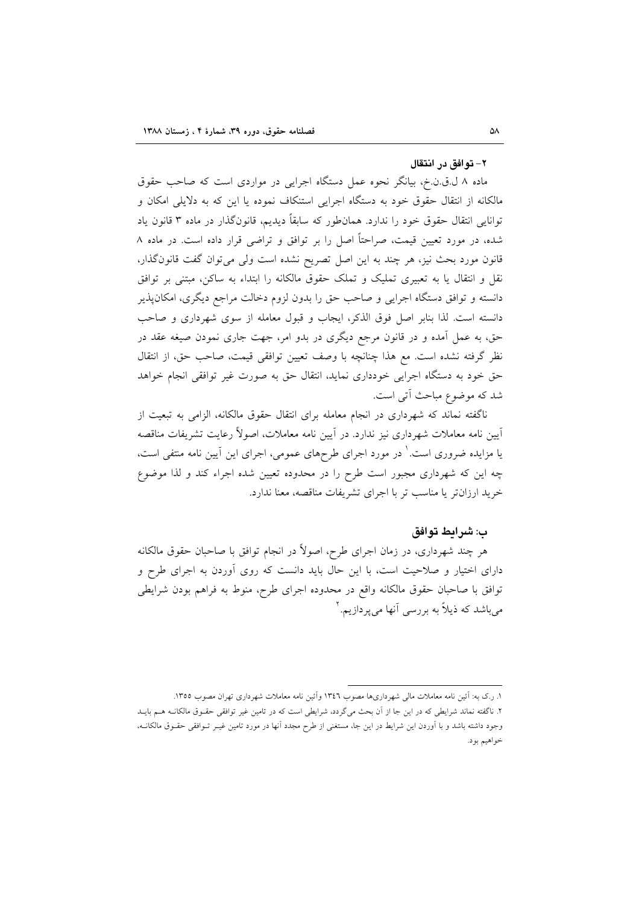### ۲- توافق در انتقال

ماده ۸ ل.ق.ن.خ، بیانگر نحوه عمل دستگاه اجرایی در مواردی است که صاحب حقوق مالکانه از انتقال حقوق خود به دستگاه اجرایی استنکاف نموده یا این که به دلایلی امکان و توانایی انتقال حقوق خود را ندارد. همان‌طور که سابقاً دیدیم، قانون‌گذار در ماده ۳ قانون یاد شده، در مورد تعیین قیمت، صراحتاً اصل را بر توافق و تراضی قرار داده است. در ماده ۸ قانون مورد بحث نیز، هر چند به این اصل تصریح نشده است ولی می‌توان گفت قانون‌گذار، نقل و انتقال یا به تعبیری تملیک و تملک حقوق مالکانه را ابتداء به ساکن، مبتنی بر توافق دانسته و توافق دستگاه اجرایی و صاحب حق را بدون لزوم دخالت مراجع دیگری، امکان‌پذیر دانسته است. لذا بنابر اصل فوق الذکر، ایجاب و قبول معامله از سوی شهرداری و صاحب حق، به عمل آمده و در قانون مرجع دیگری در بدو امر، جهت جاری نمودن صیغه عقد در نظر گرفته نشده است. مع هذا چنانچه با وصف تعیین توافقی قیمت، صاحب حق، از انتقال حق خود به دستگاه اجرایی خودداری نماید، انتقال حق به صورت غیر توافقی انجام خواهد شد که موضوع مباحث آتی است.

ناگفته نماند که شهرداری در انجام معامله برای انتقال حقوق مالکانه، الزامی به تبعیت از آیین نامه معاملات شهرداری نیز ندارد. در آیین نامه معاملات، اصولاً رعایت تشریفات مناقصه یا مزایده ضروری است.[1] در مورد اجرای طرح‌های عمومی، اجرای این آیین نامه منتفی است، چه این که شهرداری مجبور است طرح را در محدوده تعیین شده اجراء کند و لذا موضوع خرید ارزان‌تر یا مناسب تر با اجرای تشریفات مناقصه، معنا ندارد.

## ب: شرایط توافق

هر چند شهرداری، در زمان اجرای طرح، اصولاً در انجام توافق با صاحبان حقوق مالکانه دارای اختیار و صلاحیت است، با این حال باید دانست که روی آوردن به اجرای طرح و توافق با صاحبان حقوق مالکانه واقع در محدوده اجرای طرح، منوط به فراهم بودن شرایطی می‌باشد که ذیلاً به بررسی آنها می‌پردازیم.[2]

---

۱. ر.ک به: آئین نامه معاملات مالی شهرداری‌ها مصوب ۱۳٤٦ وآئین نامه معاملات شهرداری تهران مصوب ۱۳۵۵.

۲. ناگفته نماند شرایطی که در این جا از آن بحث می‌گردد، شرایطی است که در تامین غیر توافقی حقـوق مالکانـه هـم بایـد وجود داشته باشد و با آوردن این شرایط در این جا، مستغنی از طرح مجدد آنها در مورد تامین غیـر تـوافقی حقـوق مالکانـه، خواهیم بود.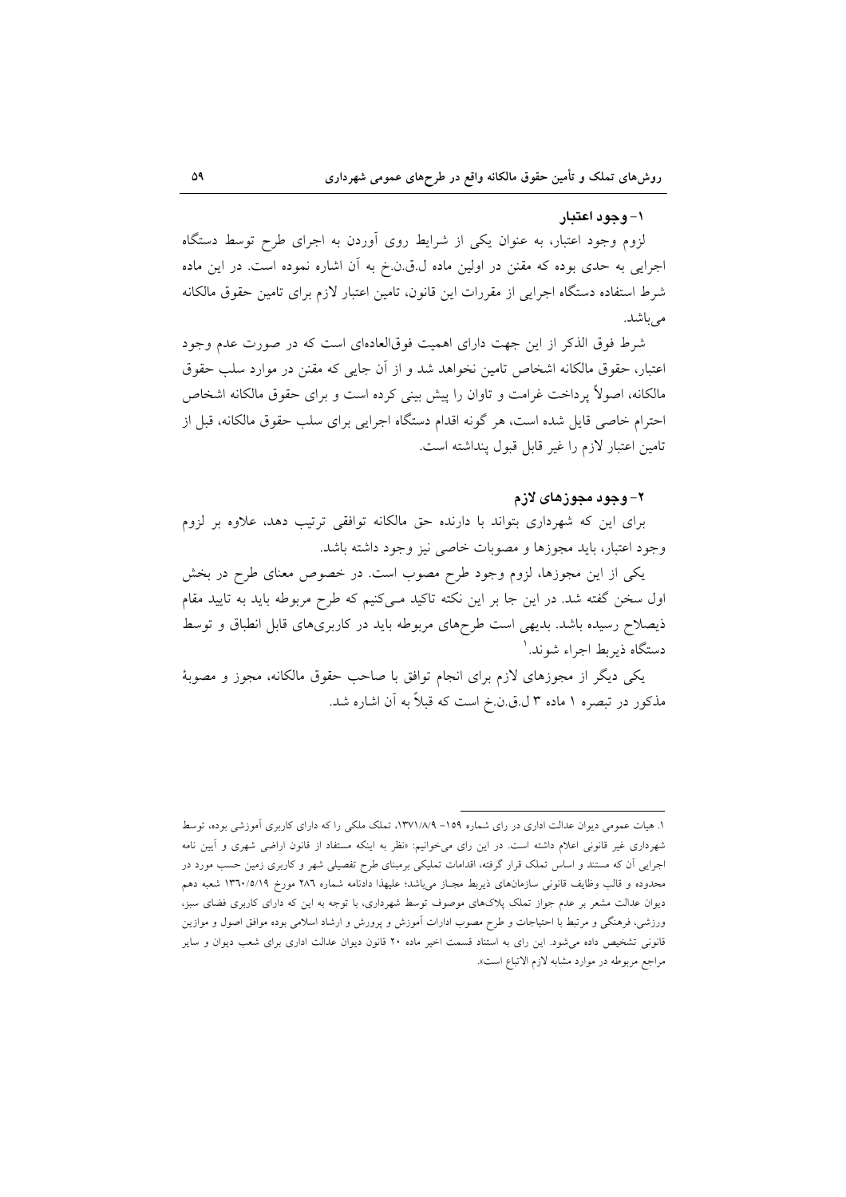### ۱- وجود اعتبار

لزوم وجود اعتبار، به عنوان یکی از شرایط روی آوردن به اجرای طرح توسط دستگاه اجرایی به حدی بوده که مقنن در اولین ماده ل.ق.ن.خ به آن اشاره نموده است. در این ماده شرط استفاده دستگاه اجرایی از مقررات این قانون، تامین اعتبار لازم برای تامین حقوق مالکانه می‌باشد.

شرط فوق الذکر از این جهت دارای اهمیت فوق‌العاده‌ای است که در صورت عدم وجود اعتبار، حقوق مالکانه اشخاص تامین نخواهد شد و از آن جایی که مقنن در موارد سلب حقوق مالکانه، اصولاً پرداخت غرامت و تاوان را پیش بینی کرده است و برای حقوق مالکانه اشخاص احترام خاصی قایل شده است، هر گونه اقدام دستگاه اجرایی برای سلب حقوق مالکانه، قبل از تامین اعتبار لازم را غیر قابل قبول پنداشته است.

### ۲- وجود مجوزهای لازم

برای این که شهرداری بتواند با دارنده حق مالکانه توافقی ترتیب دهد، علاوه بر لزوم وجود اعتبار، باید مجوزها و مصوبات خاصی نیز وجود داشته باشد.

یکی از این مجوزها، لزوم وجود طرح مصوب است. در خصوص معنای طرح در بخش اول سخن گفته شد. در این جا بر این نکته تاکید می‌کنیم که طرح مربوطه باید به تایید مقام ذیصلاح رسیده باشد. بدیهی است طرح‌های مربوطه باید در کاربری‌های قابل انطباق و توسط دستگاه ذیربط اجراء شوند.[1]

یکی دیگر از مجوزهای لازم برای انجام توافق با صاحب حقوق مالکانه، مجوز و مصوبهٔ مذکور در تبصره ۱ ماده ۳ ل.ق.ن.خ است که قبلاً به آن اشاره شد.

---

۱. هیات عمومی دیوان عدالت اداری در رای شماره ۱۵۹- ۱۳۷۱/۸/۹، تملک ملکی را که دارای کاربری آموزشی بوده، توسط شهرداری غیر قانونی اعلام داشته است. در این رای می‌خوانیم: «نظر به اینکه مستفاد از قانون اراضی شهری و آیین نامه اجرایی آن که مستند و اساس تملک قرار گرفته، اقدامات تملیکی برمبنای طرح تفصیلی شهر و کاربری زمین حسب مورد در محدوده و قالب وظایف قانونی سازمان‌های ذیربط مجاز می‌باشد؛ علیهذا دادنامه شماره ۲۸۶ مورخ ۱۳٦۰/۵/۱۹ شعبه دهم دیوان عدالت مشعر بر عدم جواز تملک پلاک‌های موصوف توسط شهرداری، با توجه به این که دارای کاربری فضای سبز، ورزشی، فرهنگی و مرتبط با احتیاجات و طرح مصوب ادارات آموزش و پرورش و ارشاد اسلامی بوده موافق اصول و موازین قانونی تشخیص داده می‌شود. این رای به استناد قسمت اخیر ماده ۲۰ قانون دیوان عدالت اداری برای شعب دیوان و سایر مراجع مربوطه در موارد مشابه لازم الاتباع است».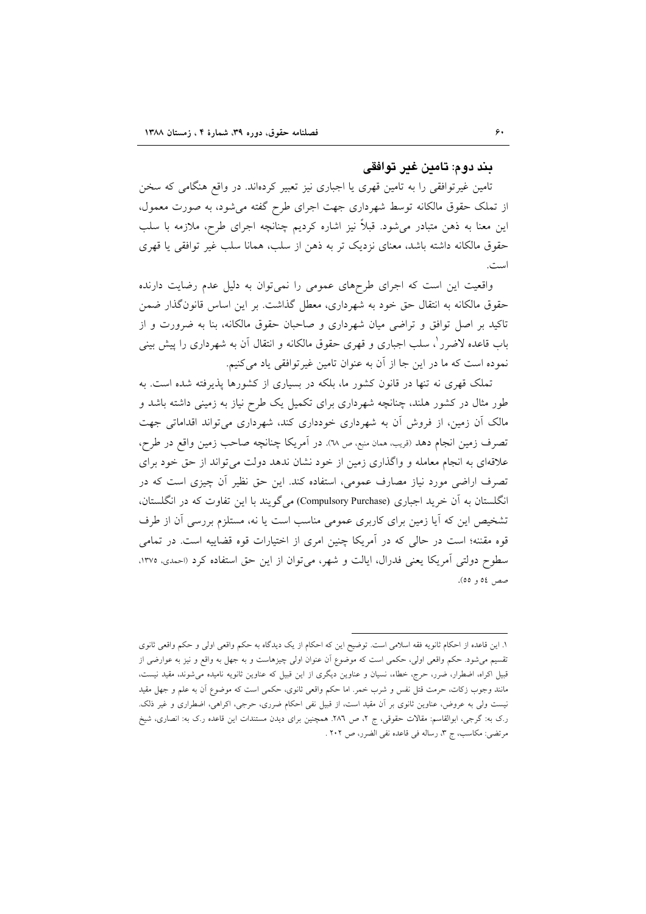## بند دوم: تامین غیر توافقی

تامین غیرتوافقی را به تامین قهری یا اجباری نیز تعبیر کرده‌اند. در واقع هنگامی که سخن از تملک حقوق مالکانه توسط شهرداری جهت اجرای طرح گفته می‌شود، به صورت معمول، این معنا به ذهن متبادر می‌شود. قبلاً نیز اشاره کردیم چنانچه اجرای طرح، ملازمه با سلب حقوق مالکانه داشته باشد، معنای نزدیک تر به ذهن از سلب، همانا سلب غیر توافقی یا قهری است.

واقعیت این است که اجرای طرح‌های عمومی را نمی‌توان به دلیل عدم رضایت دارنده حقوق مالکانه به انتقال حق خود به شهرداری، معطل گذاشت. بر این اساس قانون‌گذار ضمن تاکید بر اصل توافق و تراضی میان شهرداری و صاحبان حقوق مالکانه، بنا به ضرورت و از باب قاعده لاضرر[1]، سلب اجباری و قهری حقوق مالکانه و انتقال آن به شهرداری را پیش بینی نموده است که ما در این جا از آن به عنوان تامین غیرتوافقی یاد می‌کنیم.

تملک قهری نه تنها در قانون کشور ما، بلکه در بسیاری از کشورها پذیرفته شده است. به طور مثال در کشور هلند، چنانچه شهرداری برای تکمیل یک طرح نیاز به زمینی داشته باشد و مالک آن زمین، از فروش آن به شهرداری خودداری کند، شهرداری می‌تواند اقداماتی جهت تصرف زمین انجام دهد (قریب، همان منبع، ص ٦٨). در آمریکا چنانچه صاحب زمین واقع در طرح، علاقه‌ای به انجام معامله و واگذاری زمین از خود نشان ندهد دولت می‌تواند از حق خود برای تصرف اراضی مورد نیاز مصارف عمومی، استفاده کند. این حق نظیر آن چیزی است که در انگلستان به آن خرید اجباری (Compulsory Purchase) می‌گویند با این تفاوت که در انگلستان، تشخیص این که آیا زمین برای کاربری عمومی مناسب است یا نه، مستلزم بررسی آن از طرف قوه مقننه؛ است در حالی که در آمریکا چنین امری از اختیارات قوه قضاییه است. در تمامی سطوح دولتی آمریکا یعنی فدرال، ایالت و شهر، می‌توان از این حق استفاده کرد (احمدی، ١٣٧٥، صص ٥٤ و ٥٥).

---

١. این قاعده از احکام ثانویه فقه اسلامی است. توضیح این که احکام از یک دیدگاه به حکم واقعی اولی و حکم واقعی ثانوی تقسیم می‌شود. حکم واقعی اولی، حکمی است که موضوع آن عنوان اولی چیزهاست و به جهل به واقع و نیز به عوارضی از قبیل اکراه، اضطرار، ضرر، حرج، خطاء، نسیان و عناوین دیگری از این قبیل که عناوین ثانویه نامیده می‌شوند، مقید نیست، مانند وجوب زکات، حرمت قتل نفس و شرب خمر. اما حکم واقعی ثانوی، حکمی است که موضوع آن به علم و جهل مقید نیست ولی به عروض، عناوین ثانوی بر آن مقید است، از قبیل نفی احکام ضرری، حرجی، اکراهی، اضطراری و غیر ذلک. ر.ک به: گرجی، ابوالقاسم: مقالات حقوقی، ج ٢، ص ٢٨٦. همچنین برای دیدن مستندات این قاعده ر.ک به: انصاری، شیخ مرتضی: مکاسب، ج ٣، رساله فی قاعده نفی الضرر، ص ٢٠٢ .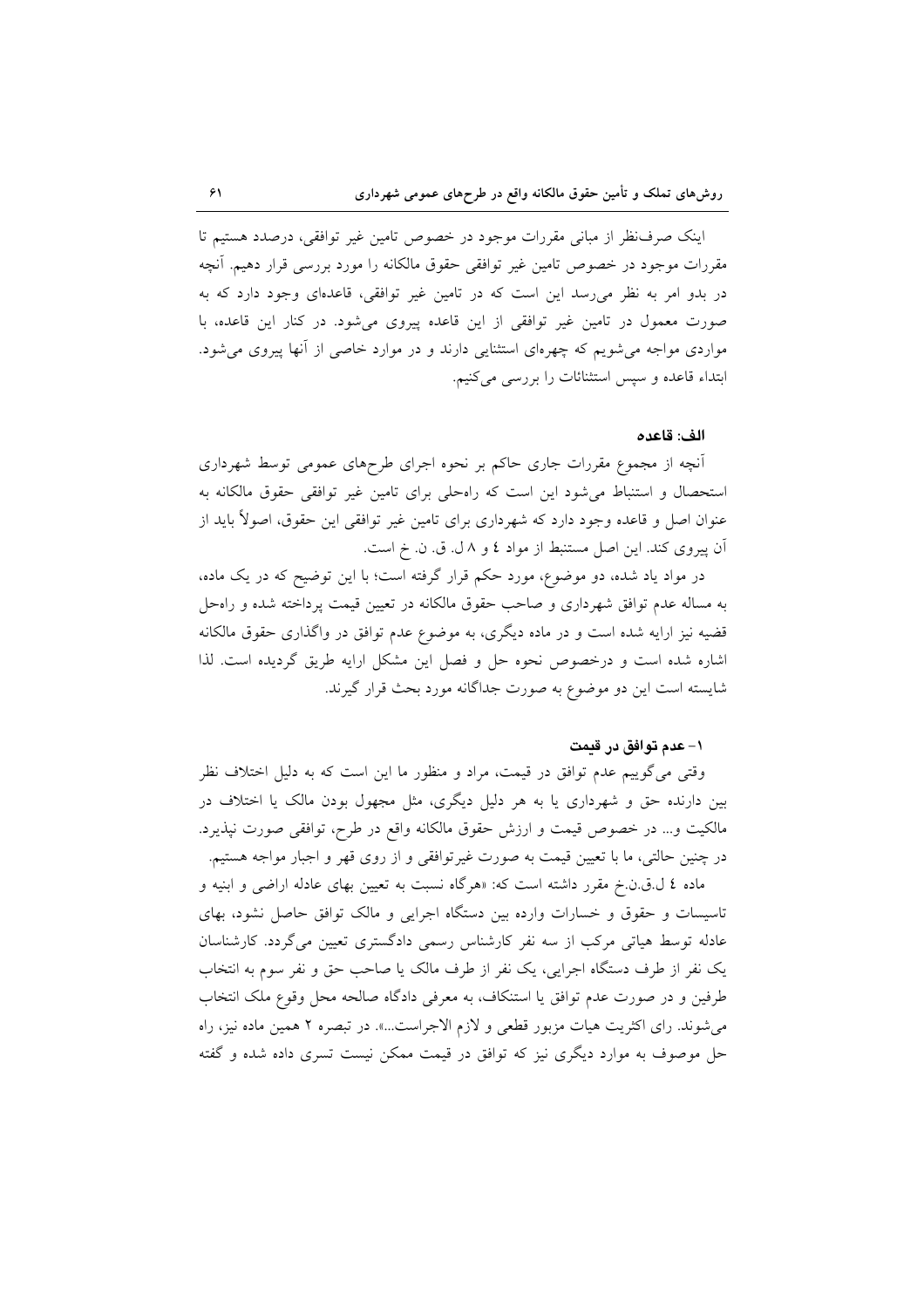اینک صرف‌نظر از مبانی مقررات موجود در خصوص تامین غیر توافقی، درصدد هستیم تا مقررات موجود در خصوص تامین غیر توافقی حقوق مالکانه را مورد بررسی قرار دهیم. آنچه در بدو امر به نظر می‌رسد این است که در تامین غیر توافقی، قاعده‌ای وجود دارد که به صورت معمول در تامین غیر توافقی از این قاعده پیروی می‌شود. در کنار این قاعده، با مواردی مواجه می‌شویم که چهره‌ای استثنایی دارند و در موارد خاصی از آنها پیروی می‌شود. ابتداء قاعده و سپس استثنائات را بررسی می‌کنیم.

### الف: قاعده

آنچه از مجموع مقررات جاری حاکم بر نحوه اجرای طرح‌های عمومی توسط شهرداری استحصال و استنباط می‌شود این است که راه‌حلی برای تامین غیر توافقی حقوق مالکانه به عنوان اصل و قاعده وجود دارد که شهرداری برای تامین غیر توافقی این حقوق، اصولاً باید از آن پیروی کند. این اصل مستنبط از مواد ٤ و ٨ ل. ق. ن. خ است.

در مواد یاد شده، دو موضوع، مورد حکم قرار گرفته است؛ با این توضیح که در یک ماده، به مساله عدم توافق شهرداری و صاحب حقوق مالکانه در تعیین قیمت پرداخته شده و راه‌حل قضیه نیز ارایه شده است و در ماده دیگری، به موضوع عدم توافق در واگذاری حقوق مالکانه اشاره شده است و درخصوص نحوه حل و فصل این مشکل ارایه طریق گردیده است. لذا شایسته است این دو موضوع به صورت جداگانه مورد بحث قرار گیرند.

#### ۱- عدم توافق در قیمت

وقتی می‌گوییم عدم توافق در قیمت، مراد و منظور ما این است که به دلیل اختلاف نظر بین دارنده حق و شهرداری یا به هر دلیل دیگری، مثل مجهول بودن مالک یا اختلاف در مالکیت و... در خصوص قیمت و ارزش حقوق مالکانه واقع در طرح، توافقی صورت نپذیرد. در چنین حالتی، ما با تعیین قیمت به صورت غیرتوافقی و از روی قهر و اجبار مواجه هستیم.

ماده ٤ ل.ق.ن.خ مقرر داشته است که: «هرگاه نسبت به تعیین بهای عادله اراضی و ابنیه و تاسیسات و حقوق و خسارات وارده بین دستگاه اجرایی و مالک توافق حاصل نشود، بهای عادله توسط هیاتی مرکب از سه نفر کارشناس رسمی دادگستری تعیین می‌گردد. کارشناسان یک نفر از طرف دستگاه اجرایی، یک نفر از طرف مالک یا صاحب حق و نفر سوم به انتخاب طرفین و در صورت عدم توافق یا استنکاف، به معرفی دادگاه صالحه محل وقوع ملک انتخاب می‌شوند. رای اکثریت هیات مزبور قطعی و لازم الاجراست...». در تبصره ۲ همین ماده نیز، راه حل موصوف به موارد دیگری نیز که توافق در قیمت ممکن نیست تسری داده شده و گفته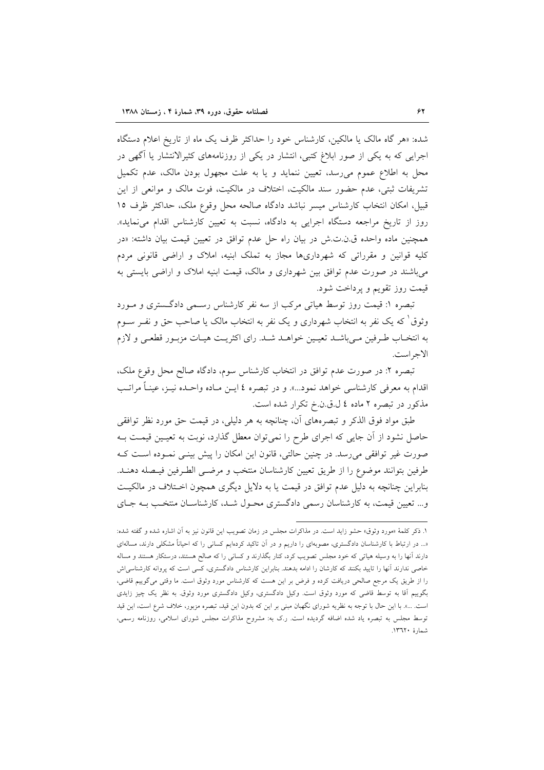شده: «هر گاه مالک یا مالکین، کارشناس خود را حداکثر ظرف یک ماه از تاریخ اعلام دستگاه اجرایی که به یکی از صور ابلاغ کتبی، انتشار در یکی از روزنامه‌های کثیرالانتشار یا آگهی در محل به اطلاع عموم می‌رسد، تعیین ننماید و یا به علت مجهول بودن مالک، عدم تکمیل تشریفات ثبتی، عدم حضور سند مالکیت، اختلاف در مالکیت، فوت مالک و موانعی از این قبیل، امکان انتخاب کارشناس میسر نباشد دادگاه صالحه محل وقوع ملک، حداکثر ظرف ۱۵ روز از تاریخ مراجعه دستگاه اجرایی به دادگاه، نسبت به تعیین کارشناس اقدام می‌نماید». همچنین ماده واحده ق.ن.ت.ش در بیان راه حل عدم توافق در تعیین قیمت بیان داشته: «در کلیه قوانین و مقرراتی که شهرداری‌ها مجاز به تملک ابنیه، املاک و اراضی قانونی مردم می‌باشند در صورت عدم توافق بین شهرداری و مالک، قیمت ابنیه املاک و اراضی بایستی به قیمت روز تقویم و پرداخت شود.

تبصره ۱: قیمت روز توسط هیاتی مرکب از سه نفر کارشناس رسمی دادگستری و مورد وثوق[1] که یک نفر به انتخاب شهرداری و یک نفر به انتخاب مالک یا صاحب حق و نفر سوم به انتخاب طرفین می‌باشد تعیین خواهد شد. رای اکثریت هیات مزبور قطعی و لازم الاجراست.

تبصره ۲: در صورت عدم توافق در انتخاب کارشناس سوم، دادگاه صالح محل وقوع ملک، اقدام به معرفی کارشناسی خواهد نمود...». و در تبصره ٤ این ماده واحده نیز، عیناً مراتب مذکور در تبصره ۲ ماده ٤ ل.ق.ن.خ تکرار شده است.

طبق مواد فوق الذکر و تبصره‌های آن، چنانچه به هر دلیلی، در قیمت حق مورد نظر توافقی حاصل نشود از آن جایی که اجرای طرح را نمی‌توان معطل گذارد، نوبت به تعیین قیمت به صورت غیر توافقی می‌رسد. در چنین حالتی، قانون این امکان را پیش بینی نموده است که طرفین بتوانند موضوع را از طریق تعیین کارشناسان منتخب و مرضی الطرفین فیصله دهند. بنابراین چنانچه به دلیل عدم توافق در قیمت یا به دلایل دیگری همچون اختلاف در مالکیت و... تعیین قیمت، به کارشناسان رسمی دادگستری محول شد، کارشناسان منتخب به جای

---

۱. ذکر کلمهٔ «مورد وثوق» حشو زاید است. در مذاکرات مجلس در زمان تصویب این قانون نیز به آن اشاره شده و گفته شده: «... در ارتباط با کارشناسان دادگستری، مصوبه‌ای را داریم و در آن تاکید کرده‌ایم کسانی را که احیاناً مشکلی دارند، مساله‌ای دارند آنها را به وسیله هیاتی که خود مجلس تصویب کرد، کنار بگذارند و کسانی را که صالح هستند، درستکار هستند و مساله خاصی ندارند آنها را تایید بکنند که کارشان را ادامه بدهند. بنابراین کارشناس دادگستری، کسی است که پروانه کارشناسی‌اش را از طریق یک مرجع صالحی دریافت کرده و فرض بر این هست که کارشناس مورد وثوق است. ما وقتی می‌گوییم قاضی، بگوییم آقا به توسط قاضی که مورد وثوق است. وکیل دادگستری، وکیل دادگستری مورد وثوق. به نظر یک چیز زایدی است. ...». با این حال با توجه به نظریه شورای نگهبان مبنی بر این که بدون این قید، تبصره مزبور، خلاف شرع است، این قید توسط مجلس به تبصره یاد شده اضافه گردیده است. ر.ک به: مشروح مذاکرات مجلس شورای اسلامی، روزنامه رسمی، شمارهٔ ۱۳٦۲۰.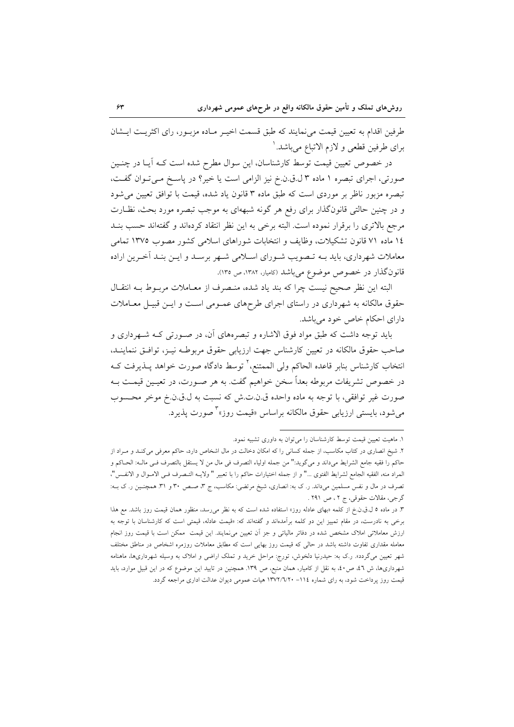طرفین اقدام به تعیین قیمت می‌نمایند که طبق قسمت اخیر ماده مزبور، رای اکثریت ایشان برای طرفین قطعی و لازم الاتباع می‌باشد.[1]

در خصوص تعیین قیمت توسط کارشناسان، این سوال مطرح شده است که آیا در چنین صورتی، اجرای تبصره ۱ ماده ۳ ل.ق.ن.خ نیز الزامی است یا خیر؟ در پاسخ می‌توان گفت، تبصره مزبور ناظر بر موردی است که طبق ماده ۳ قانون یاد شده، قیمت با توافق تعیین می‌شود و در چنین حالتی قانون‌گذار برای رفع هر گونه شبهه‌ای به موجب تبصره مورد بحث، نظارت مرجع بالاتری را برقرار نموده است. البته برخی به این نظر انتقاد کرده‌اند و گفته‌اند حسب بند ۱٤ ماده ۷۱ قانون تشکیلات، وظایف و انتخابات شوراهای اسلامی کشور مصوب ۱۳۷۵ تمامی معاملات شهرداری، باید به تصویب شورای اسلامی شهر برسد و این بند آخرین اراده قانون‌گذار در خصوص موضوع می‌باشد (کامیار، ۱۳۸۲، ص ۱۳۵).

البته این نظر صحیح نیست چرا که بند یاد شده، منصرف از معاملات مربوط به انتقال حقوق مالکانه به شهرداری در راستای اجرای طرح‌های عمومی است و این قبیل معاملات دارای احکام خاص خود می‌باشد.

باید توجه داشت که طبق مواد فوق الاشاره و تبصره‌های آن، در صورتی که شهرداری و صاحب حقوق مالکانه در تعیین کارشناس جهت ارزیابی حقوق مربوطه نیز، توافق ننمایند، انتخاب کارشناس بنابر قاعده الحاکم ولی الممتنع،[2] توسط دادگاه صورت خواهد پذیرفت که در خصوص تشریفات مربوطه بعداً سخن خواهیم گفت. به هر صورت، در تعیین قیمت به صورت غیر توافقی، با توجه به ماده واحده ق.ن.ت.ش که نسبت به ل.ق.ن.خ موخر محسوب می‌شود، بایستی ارزیابی حقوق مالکانه براساس «قیمت روز»[3] صورت پذیرد.

---

۱. ماهیت تعیین قیمت توسط کارشناسان را می‌توان به داوری تشبیه نمود.

۲. شیخ انصاری در کتاب مکاسب، از جمله کسانی را که امکان دخالت در مال اشخاص دارد، حاکم معرفی می‌کند و مراد از حاکم را فقیه جامع الشرایط می‌داند و می‌گوید:" من جمله اولیاء التصرف فی مال من لا یستقل بالتصرف فی ماله: الحاکم و المراد منه، الفقیه الجامع لشرایط الفتوی ..." و از جمله اختیارات حاکم را با تعبیر " ولایه التصرف فی الاموال و الانفس"، تصرف در مال و نفس مسلمین می‌داند. ر. ک به: انصاری، شیخ مرتضی: مکاسب، ج ۳، صص ۳۰ و ۳۱. همچنین ر. ک به: گرجی، مقالات حقوقی، ج ۲ ، ص ۲۹۱ .

۳. در ماده ۵ ل.ق.ن.خ از کلمه «بهای عادله روز» استفاده شده است که به نظر می‌رسد، منظور همان قیمت روز باشد. مع هذا برخی به نادرست، در مقام تمییز این دو کلمه برآمده‌اند و گفته‌اند که: «قیمت عادله، قیمتی است که کارشناسان با توجه به ارزش معاملاتی املاک مشخص شده در دفاتر مالیاتی و جز آن تعیین می‌نمایند. این قیمت ممکن است با قیمت روز انجام معامله مقداری تفاوت داشته باشد در حالی که قیمت روز بهایی است که مطابق معاملات روزمره اشخاص در مناطق مختلف شهر تعیین می‌گردد». ر.ک به: حیدرنیا دلخوش، تورج: مراحل خرید و تملک اراضی و املاک به وسیله شهرداری‌ها، ماهنامه شهرداری‌ها، ش ٤٦، ص٤٠، به نقل از کامیار، همان منبع، ص ۱۳۹. همچنین در تایید این موضوع که در این قبیل موارد، باید قیمت روز پرداخت شود، به رای شماره ۱۱٤– ۱۳۷۲/٦/۲۰ هیات عمومی دیوان عدالت اداری مراجعه گردد.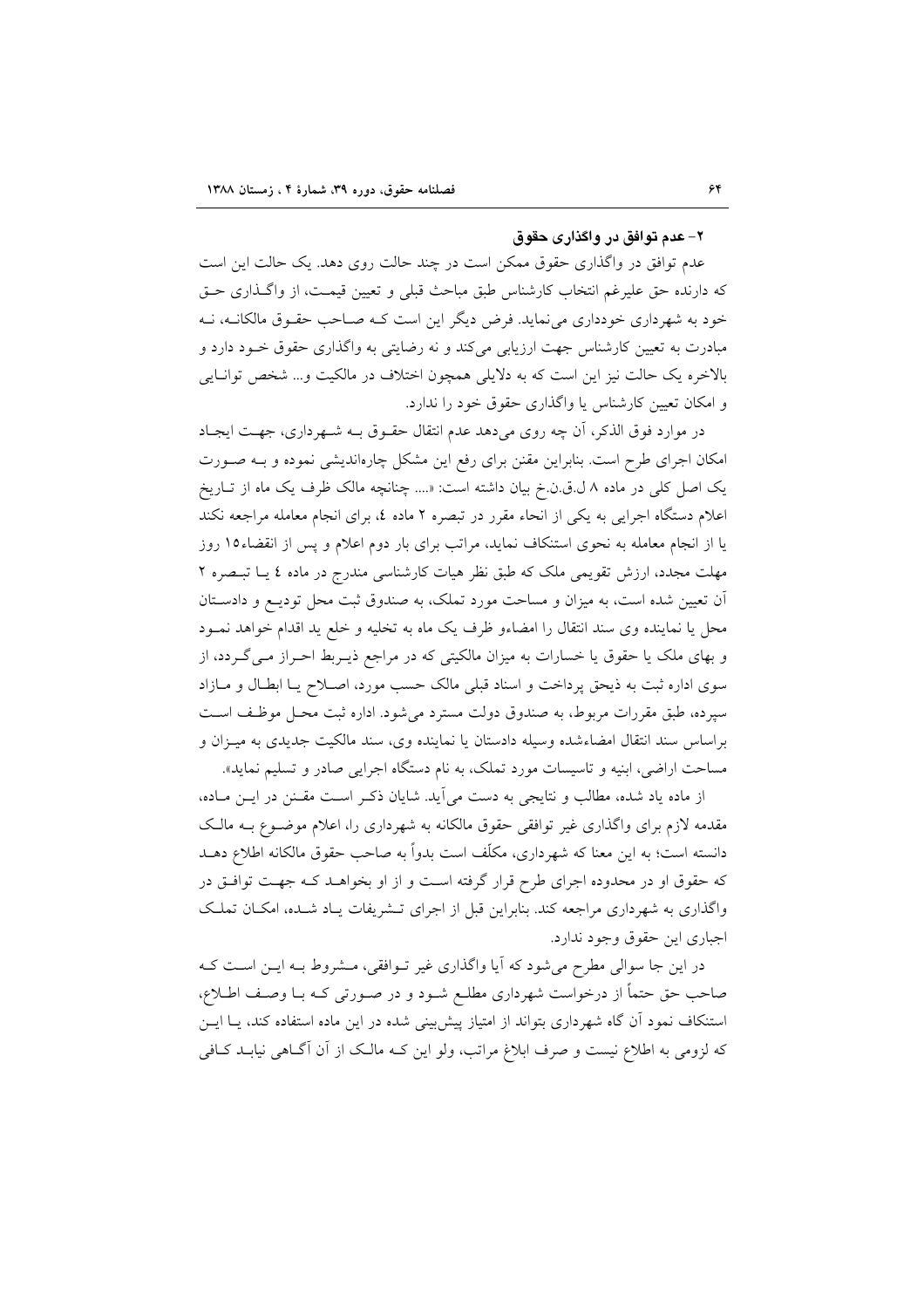### ۲- عدم توافق در واگذاری حقوق

عدم توافق در واگذاری حقوق ممکن است در چند حالت روی دهد. یک حالت این است که دارنده حق علیرغم انتخاب کارشناس طبق مباحث قبلی و تعیین قیمت، از واگذاری حق خود به شهرداری خودداری می‌نماید. فرض دیگر این است که صاحب حقوق مالکانه، نه مبادرت به تعیین کارشناس جهت ارزیابی می‌کند و نه رضایتی به واگذاری حقوق خود دارد و بالاخره یک حالت نیز این است که به دلایلی همچون اختلاف در مالکیت و... شخص توانایی و امکان تعیین کارشناس یا واگذاری حقوق خود را ندارد.

در موارد فوق الذکر، آن چه روی می‌دهد عدم انتقال حقوق به شهرداری، جهت ایجاد امکان اجرای طرح است. بنابراین مقنن برای رفع این مشکل چاره‌اندیشی نموده و به صورت یک اصل کلی در ماده ۸ ل.ق.ن.خ بیان داشته است: «.... چنانچه مالک ظرف یک ماه از تاریخ اعلام دستگاه اجرایی به یکی از انحاء مقرر در تبصره ۲ ماده ٤، برای انجام معامله مراجعه نکند یا از انجام معامله به نحوی استنکاف نماید، مراتب برای بار دوم اعلام و پس از انقضاء۱۵ روز مهلت مجدد، ارزش تقویمی ملک که طبق نظر هیات کارشناسی مندرج در ماده ٤ یا تبصره ۲ آن تعیین شده است، به میزان و مساحت مورد تملک، به صندوق ثبت محل تودیع و دادستان محل یا نماینده وی سند انتقال را امضاءو ظرف یک ماه به تخلیه و خلع ید اقدام خواهد نمود و بهای ملک یا حقوق یا خسارات به میزان مالکیتی که در مراجع ذیربط احراز می‌گردد، از سوی اداره ثبت به ذیحق پرداخت و اسناد قبلی مالک حسب مورد، اصلاح یا ابطال و مازاد سپرده، طبق مقررات مربوط، به صندوق دولت مسترد می‌شود. اداره ثبت محل موظف است براساس سند انتقال امضاءشده وسیله دادستان یا نماینده وی، سند مالکیت جدیدی به میزان و مساحت اراضی، ابنیه و تاسیسات مورد تملک، به نام دستگاه اجرایی صادر و تسلیم نماید».

از ماده یاد شده، مطالب و نتایجی به دست می‌آید. شایان ذکر است مقنن در این ماده، مقدمه لازم برای واگذاری غیر توافقی حقوق مالکانه به شهرداری را، اعلام موضوع به مالک دانسته است؛ به این معنا که شهرداری، مکلّف است بدواً به صاحب حقوق مالکانه اطلاع دهد که حقوق او در محدوده اجرای طرح قرار گرفته است و از او بخواهد که جهت توافق در واگذاری به شهرداری مراجعه کند. بنابراین قبل از اجرای تشریفات یاد شده، امکان تملک اجباری این حقوق وجود ندارد.

در این جا سوالی مطرح می‌شود که آیا واگذاری غیر توافقی، مشروط به این است که صاحب حق حتماً از درخواست شهرداری مطلع شود و در صورتی که با وصف اطلاع، استنکاف نمود آن گاه شهرداری بتواند از امتیاز پیش‌بینی شده در این ماده استفاده کند، یا این که لزومی به اطلاع نیست و صرف ابلاغ مراتب، ولو این که مالک از آن آگاهی نیابد کافی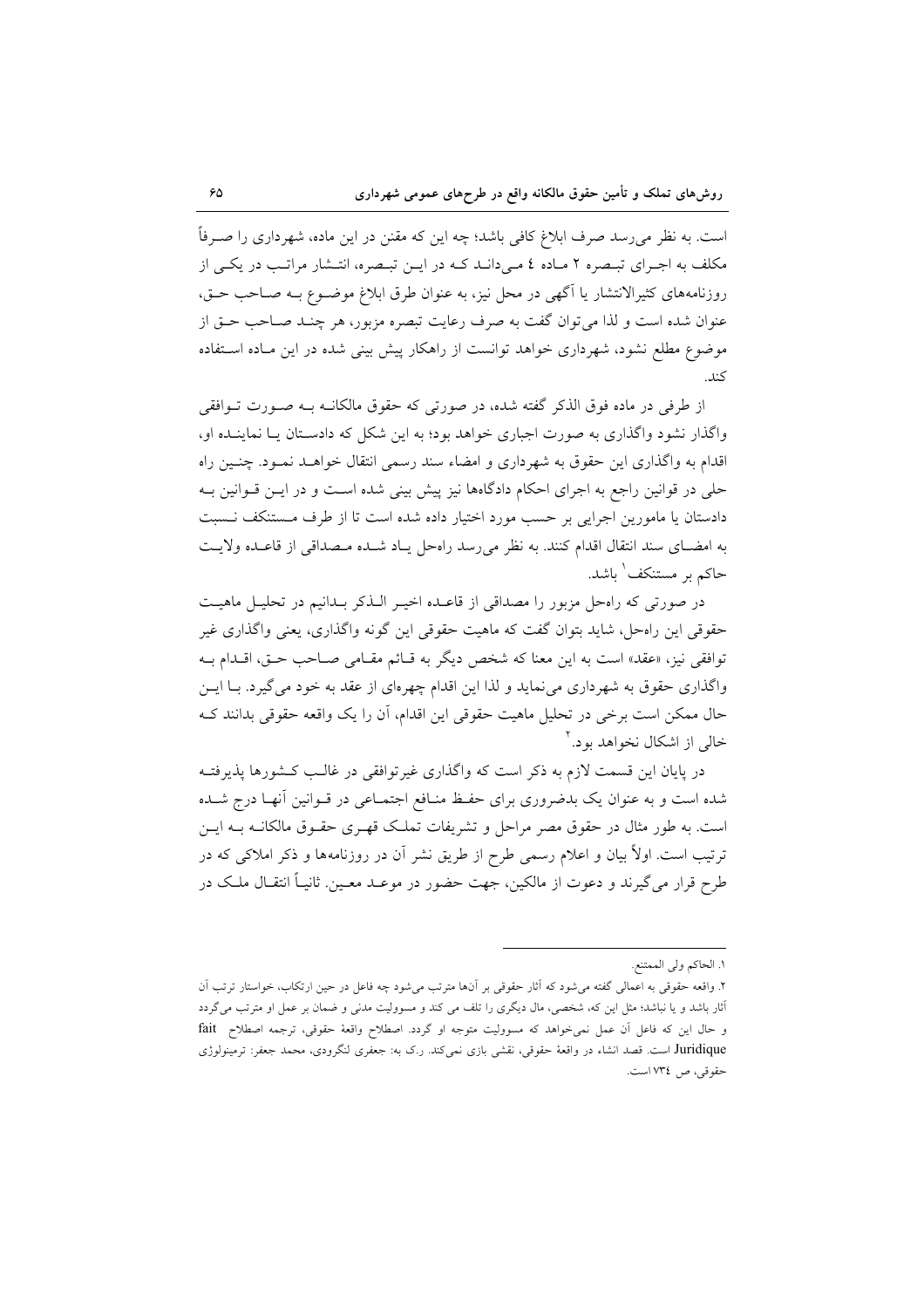است. به نظر می‌رسد صرف ابلاغ کافی باشد؛ چه این که مقنن در این ماده، شهرداری را صـرفاً مکلف به اجـرای تبـصره ۲ مـاده ٤ مـی‌دانـد کـه در ایـن تبـصره، انتـشار مراتـب در یکـی از روزنامه‌های کثیرالانتشار یا آگهی در محل نیز، به عنوان طرق ابلاغ موضـوع بـه صـاحب حـق، عنوان شده است و لذا می‌توان گفت به صرف رعایت تبصره مزبور، هر چنـد صـاحب حـق از موضوع مطلع نشود، شهرداری خواهد توانست از راهکار پیش بینی شده در این مـاده اسـتفاده کند.

از طرفی در ماده فوق الذکر گفته شده، در صورتی که حقوق مالکانـه بـه صـورت تـوافقی واگذار نشود واگذاری به صورت اجباری خواهد بود؛ به این شکل که دادسـتان یـا نماینـده او، اقدام به واگذاری این حقوق به شهرداری و امضاء سند رسمی انتقال خواهـد نمـود. چنـین راه حلی در قوانین راجع به اجرای احکام دادگاهها نیز پیش بینی شده اسـت و در ایـن قـوانین بـه دادستان یا مامورین اجرایی بر حسب مورد اختیار داده شده است تا از طرف مـستنکف نـسبت به امضـای سند انتقال اقدام کنند. به نظر می‌رسد راه‌حل یـاد شـده مـصداقی از قاعـده ولایـت حاکم بر مستنکف[1] باشد.

در صورتی که راه‌حل مزبور را مصداقی از قاعـده اخیـر الـذکر بـدانیم در تحلیـل ماهیـت حقوقی این راه‌حل، شاید بتوان گفت که ماهیت حقوقی این گونه واگذاری، یعنی واگذاری غیر توافقی نیز، «عقد» است به این معنا که شخص دیگر به قـائم مقـامی صـاحب حـق، اقـدام بـه واگذاری حقوق به شهرداری می‌نماید و لذا این اقدام چهره‌ای از عقد به خود می‌گیرد. بـا ایـن حال ممکن است برخی در تحلیل ماهیت حقوقی این اقدام، آن را یک واقعه حقوقی بدانند کـه خالی از اشکال نخواهد بود.[2]

در پایان این قسمت لازم به ذکر است که واگذاری غیرتوافقی در غالـب کـشورها پذیرفتـه شده است و به عنوان یک بدضروری برای حفـظ منـافع اجتمـاعی در قـوانین آنهـا درج شـده است. به طور مثال در حقوق مصر مراحل و تشریفات تملـک قهـری حقـوق مالکانـه بـه ایـن ترتیب است. اولاً بیان و اعلام رسمی طرح از طریق نشر آن در روزنامه‌ها و ذکر املاکی که در طرح قرار می‌گیرند و دعوت از مالکین، جهت حضور در موعـد معـین. ثانیـاً انتقـال ملـک در

---

۱. الحاکم ولی الممتنع.

۲. واقعه حقوقی به اعمالی گفته می‌شود که آثار حقوقی بر آن‌ها مترتب می‌شود چه فاعل در حین ارتکاب، خواستار ترتب آن آثار باشد و یا نباشد؛ مثل این که، شخصی، مال دیگری را تلف می کند و مسوولیت مدنی و ضمان بر عمل او مترتب می‌گردد و حال این که فاعل آن عمل نمی‌خواهد که مسوولیت متوجه او گردد. اصطلاح واقعهٔ حقوقی، ترجمه اصطلاح fait Juridique است. قصد انشاء در واقعهٔ حقوقی، نقشی بازی نمی‌کند. ر.ک به: جعفری لنگرودی، محمد جعفر: ترمینولوژی حقوقی، ص ۷۳٤ است.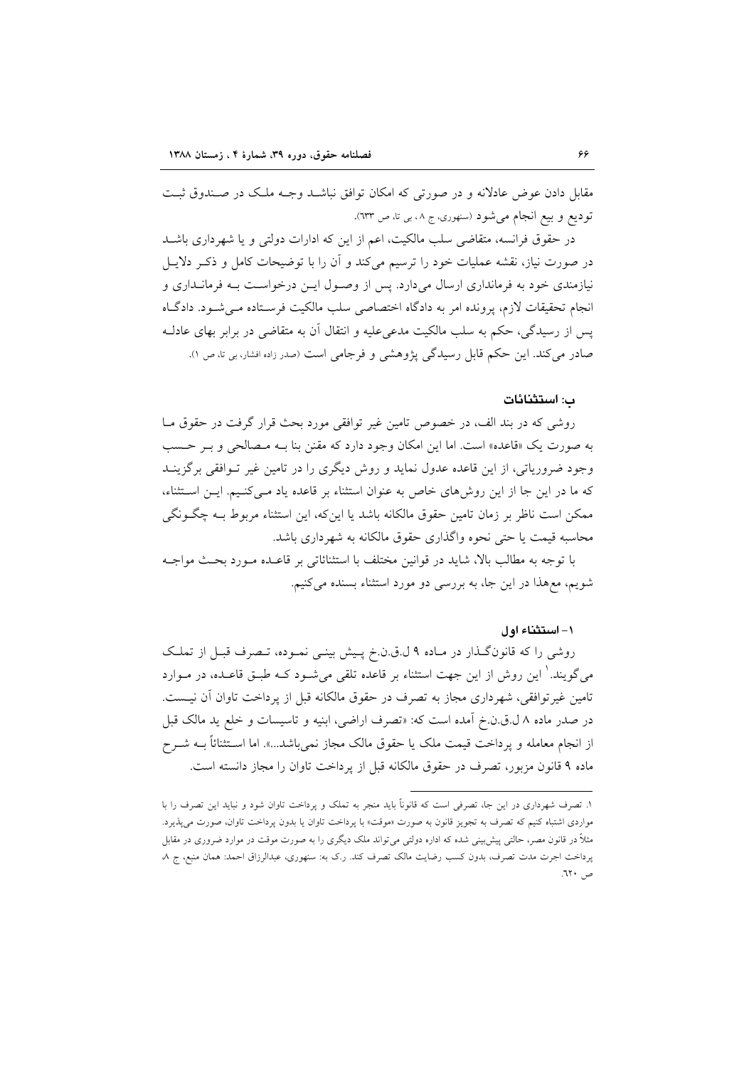مقابل دادن عوض عادلانه و در صورتی که امکان توافق نباشد وجه ملک در صندوق ثبت تودیع و بیع انجام می‌شود (سنهوری، ج ۸، بی تا، ص ٦٣٣).

در حقوق فرانسه، متقاضی سلب مالکیت، اعم از این که ادارات دولتی و یا شهرداری باشد در صورت نیاز، نقشه عملیات خود را ترسیم می‌کند و آن را با توضیحات کامل و ذکر دلایل نیازمندی خود به فرمانداری ارسال می‌دارد. پس از وصول این درخواست به فرمانداری و انجام تحقیقات لازم، پرونده امر به دادگاه اختصاصی سلب مالکیت فرستاده می‌شود. دادگاه پس از رسیدگی، حکم به سلب مالکیت مدعی‌علیه و انتقال آن به متقاضی در برابر بهای عادله صادر می‌کند. این حکم قابل رسیدگی پژوهشی و فرجامی است (صدر زاده افشار، بی تا، ص ۱).

### ب: استثنائات

روشی که در بند الف، در خصوص تامین غیر توافقی مورد بحث قرار گرفت در حقوق ما به صورت یک «قاعده» است. اما این امکان وجود دارد که مقنن بنا به مصالحی و بر حسب وجود ضروریاتی، از این قاعده عدول نماید و روش دیگری را در تامین غیر توافقی برگزیند که ما در این جا از این روش‌های خاص به عنوان استثناء بر قاعده یاد می‌کنیم. این استثناء، ممکن است ناظر بر زمان تامین حقوق مالکانه باشد یا این‌که، این استثناء مربوط به چگونگی محاسبه قیمت یا حتی نحوه واگذاری حقوق مالکانه به شهرداری باشد.

با توجه به مطالب بالا، شاید در قوانین مختلف با استثنائاتی بر قاعده مورد بحث مواجه شویم، مع‌هذا در این جا، به بررسی دو مورد استثناء بسنده می‌کنیم.

#### ۱- استثناء اول

روشی را که قانونگذار در ماده ۹ ل.ق.ن.خ پیش بینی نموده، تصرف قبل از تملک می‌گویند.[1] این روش از این جهت استثناء بر قاعده تلقی می‌شود که طبق قاعده، در موارد تامین غیرتوافقی، شهرداری مجاز به تصرف در حقوق مالکانه قبل از پرداخت تاوان آن نیست. در صدر ماده ۸ ل.ق.ن.خ آمده است که: «تصرف اراضی، ابنیه و تاسیسات و خلع ید مالک قبل از انجام معامله و پرداخت قیمت ملک یا حقوق مالک مجاز نمی‌باشد...». اما استثنائاً به شرح ماده ۹ قانون مزبور، تصرف در حقوق مالکانه قبل از پرداخت تاوان را مجاز دانسته است.

---

۱. تصرف شهرداری در این جا، تصرفی است که قانوناً باید منجر به تملک و پرداخت تاوان شود و نباید این تصرف را با مواردی اشتباه کنیم که تصرف به تجویز قانون به صورت «موقت» با پرداخت تاوان یا بدون پرداخت تاوان، صورت می‌پذیرد. مثلاً در قانون مصر، حالتی پیش‌بینی شده که اداره دولتی می‌تواند ملک دیگری را به صورت موقت در موارد ضروری در مقابل پرداخت اجرت مدت تصرف، بدون کسب رضایت مالک تصرف کند. ر.ک به: سنهوری، عبدالرزاق احمد: همان منبع، ج ۸، ص ٦٢٠.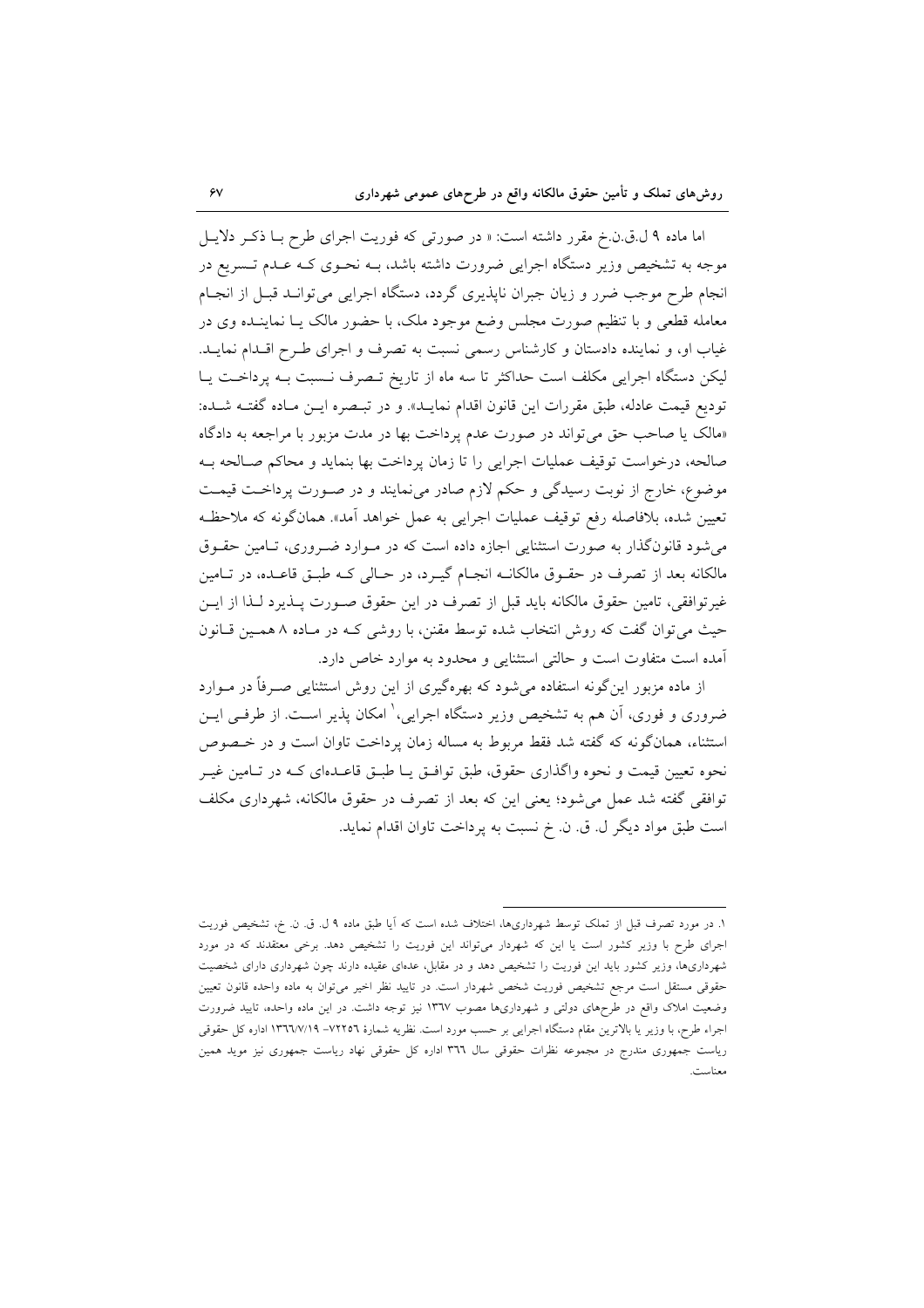اما ماده ۹ ل.ق.ن.خ مقرر داشته است: « در صورتی که فوریت اجرای طرح بـا ذکـر دلایـل موجه به تشخیص وزیر دستگاه اجرایی ضرورت داشته باشد، بـه نحـوی کـه عـدم تـسریع در انجام طرح موجب ضرر و زیان جبران ناپذیری گردد، دستگاه اجرایی می‌توانـد قبـل از انجـام معامله قطعی و با تنظیم صورت مجلس وضع موجود ملک، با حضور مالک یـا نماینـده وی در غیاب او، و نماینده دادستان و کارشناس رسمی نسبت به تصرف و اجرای طـرح اقـدام نمایـد. لیکن دستگاه اجرایی مکلف است حداکثر تا سه ماه از تاریخ تـصرف نـسبت بـه پرداخـت یـا تودیع قیمت عادله، طبق مقررات این قانون اقدام نمایـد». و در تبـصره ایـن مـاده گفتـه شـده: «مالک یا صاحب حق می‌تواند در صورت عدم پرداخت بها در مدت مزبور با مراجعه به دادگاه صالحه، درخواست توقیف عملیات اجرایی را تا زمان پرداخت بها بنماید و محاکم صـالحه بـه موضوع، خارج از نوبت رسیدگی و حکم لازم صادر می‌نمایند و در صـورت پرداخـت قیمـت تعیین شده، بلافاصله رفع توقیف عملیات اجرایی به عمل خواهد آمد». همان‌گونه که ملاحظـه می‌شود قانون‌گذار به صورت استثنایی اجازه داده است که در مـوارد ضـروری، تـامین حقـوق مالکانه بعد از تصرف در حقـوق مالکانـه انجـام گیـرد، در حـالی کـه طبـق قاعـده، در تـامین غیرتوافقی، تامین حقوق مالکانه باید قبل از تصرف در این حقوق صـورت پـذیرد لـذا از ایـن حیث می‌توان گفت که روش انتخاب شده توسط مقنن، با روشی کـه در مـاده ۸ همـین قـانون آمده است متفاوت است و حالتی استثنایی و محدود به موارد خاص دارد.

از ماده مزبور این‌گونه استفاده می‌شود که بهره‌گیری از این روش استثنایی صـرفاً در مـوارد ضروری و فوری، آن هم به تشخیص وزیر دستگاه اجرایی،[1] امکان پذیر اسـت. از طرفـی ایـن استثناء، همان‌گونه که گفته شد فقط مربوط به مساله زمان پرداخت تاوان است و در خـصوص نحوه تعیین قیمت و نحوه واگذاری حقوق، طبق توافـق یـا طبـق قاعـده‌ای کـه در تـامین غیـر توافقی گفته شد عمل می‌شود؛ یعنی این که بعد از تصرف در حقوق مالکانه، شهرداری مکلف است طبق مواد دیگر ل. ق. ن. خ نسبت به پرداخت تاوان اقدام نماید.

---

۱. در مورد تصرف قبل از تملک توسط شهرداری‌ها، اختلاف شده است که آیا طبق ماده ۹ ل. ق. ن. خ، تشخیص فوریت اجرای طرح با وزیر کشور است یا این که شهردار می‌تواند این فوریت را تشخیص دهد. برخی معتقدند که در مورد شهرداری‌ها، وزیر کشور باید این فوریت را تشخیص دهد و در مقابل، عده‌ای عقیده دارند چون شهرداری دارای شخصیت حقوقی مستقل است مرجع تشخیص فوریت شخص شهردار است. در تایید نظر اخیر می‌توان به ماده واحده قانون تعیین وضعیت املاک واقع در طرح‌های دولتی و شهرداری‌ها مصوب ۱۳٦۷ نیز توجه داشت. در این ماده واحده، تایید ضرورت اجراء طرح، با وزیر یا بالاترین مقام دستگاه اجرایی بر حسب مورد است. نظریه شمارهٔ ۷۲۲۵٦– ۱۳٦٦/۷/۱۹ اداره کل حقوقی ریاست جمهوری مندرج در مجموعه نظرات حقوقی سال ۳٦٦ اداره کل حقوقی نهاد ریاست جمهوری نیز موید همین معناست.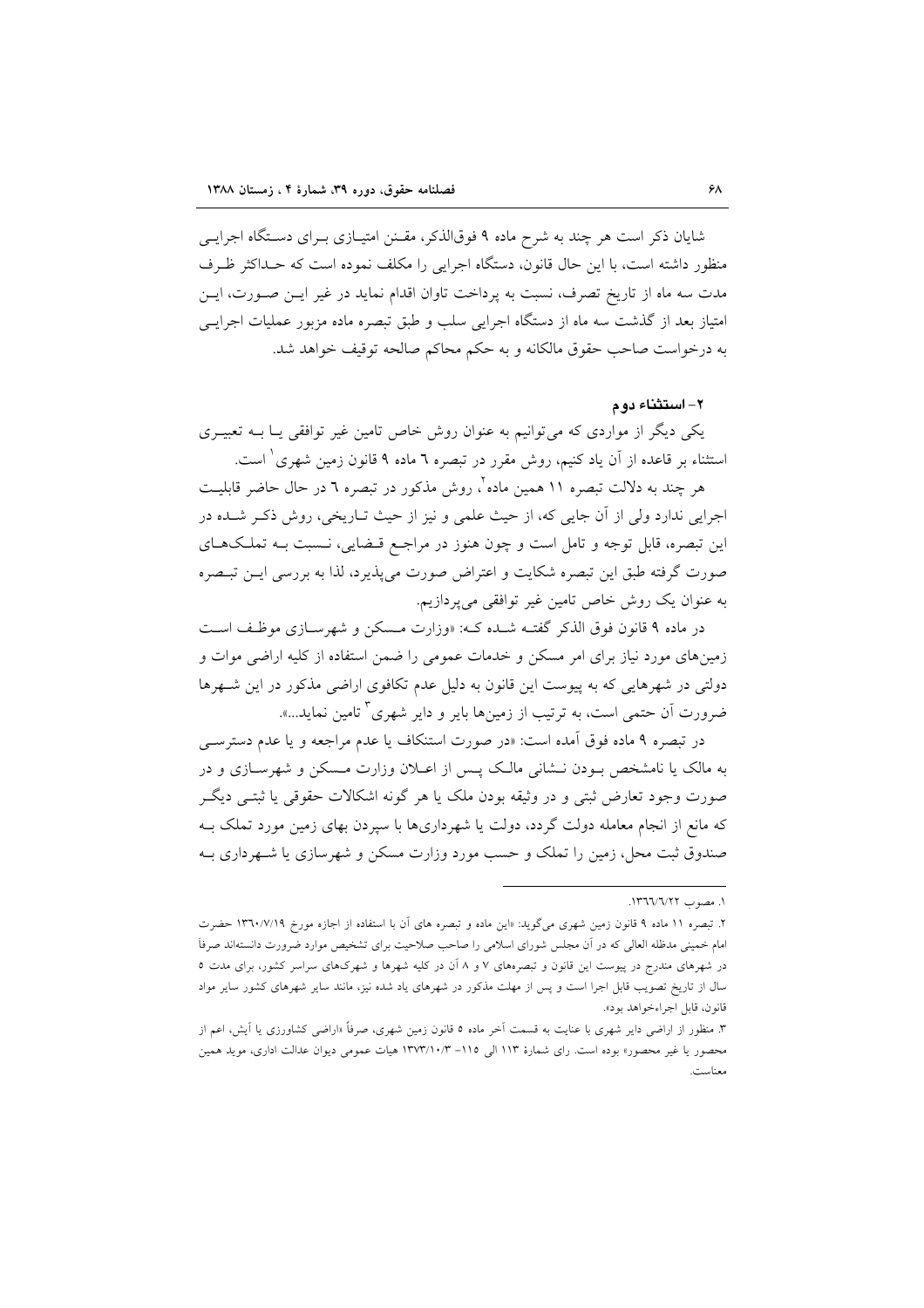شایان ذکر است هر چند به شرح ماده ۹ فوق‌الذکر، مقنن امتیازی برای دستگاه اجرایی منظور داشته است، با این حال قانون، دستگاه اجرایی را مکلف نموده است که حداکثر ظرف مدت سه ماه از تاریخ تصرف، نسبت به پرداخت تاوان اقدام نماید در غیر این صورت، این امتیاز بعد از گذشت سه ماه از دستگاه اجرایی سلب و طبق تبصره ماده مزبور عملیات اجرایی به درخواست صاحب حقوق مالکانه و به حکم محاکم صالحه توقیف خواهد شد.

**۲- استثناء دوم**

یکی دیگر از مواردی که می‌توانیم به عنوان روش خاص تامین غیر توافقی یا به تعبیری استثناء بر قاعده از آن یاد کنیم، روش مقرر در تبصره ٦ ماده ۹ قانون زمین شهری[1] است.

هر چند به دلالت تبصره ۱۱ همین ماده[2]، روش مذکور در تبصره ٦ در حال حاضر قابلیت اجرایی ندارد ولی از آن جایی که، از حیث علمی و نیز از حیث تاریخی، روش ذکر شده در این تبصره، قابل توجه و تامل است و چون هنوز در مراجع قضایی، نسبت به تملک‌های صورت گرفته طبق این تبصره شکایت و اعتراض صورت می‌پذیرد، لذا به بررسی این تبصره به عنوان یک روش خاص تامین غیر توافقی می‌پردازیم.

در ماده ۹ قانون فوق الذکر گفته شده که: «وزارت مسکن و شهرسازی موظف است زمین‌های مورد نیاز برای امر مسکن و خدمات عمومی را ضمن استفاده از کلیه اراضی موات و دولتی در شهرهایی که به پیوست این قانون به دلیل عدم تکافوی اراضی مذکور در این شهرها ضرورت آن حتمی است، به ترتیب از زمین‌ها بایر و دایر شهری[3] تامین نماید...».

در تبصره ۹ ماده فوق آمده است: «در صورت استنکاف یا عدم مراجعه و یا عدم دسترسی به مالک یا نامشخص بودن نشانی مالک پس از اعلان وزارت مسکن و شهرسازی و در صورت وجود تعارض ثبتی و در وثیقه بودن ملک یا هر گونه اشکالات حقوقی یا ثبتی دیگر که مانع از انجام معامله دولت گردد، دولت یا شهرداری‌ها با سپردن بهای زمین مورد تملک به صندوق ثبت محل، زمین را تملک و حسب مورد وزارت مسکن و شهرسازی یا شهرداری به

---

۱. مصوب ۱۳٦٦/٦/۲۲.

۲. تبصره ۱۱ ماده ۹ قانون زمین شهری می‌گوید: «این ماده و تبصره های آن با استفاده از اجازه مورخ ۱۳٦۰/۷/۱۹ حضرت امام خمینی مدظله العالی که در آن مجلس شورای اسلامی را صاحب صلاحیت برای تشخیص موارد ضرورت دانسته‌اند صرفاً در شهرهای مندرج در پیوست این قانون و تبصره‌های ۷ و ۸ آن در کلیه شهرها و شهرک‌های سراسر کشور، برای مدت ٥ سال از تاریخ تصویب قابل اجرا است و پس از مهلت مذکور در شهرهای یاد شده نیز، مانند سایر شهرهای کشور سایر مواد قانون، قابل اجراءخواهد بود».

۳. منظور از اراضی دایر شهری با عنایت به قسمت آخر ماده ٥ قانون زمین شهری، صرفاً «اراضی کشاورزی یا آیش، اعم از محصور یا غیر محصور» بوده است. رای شمارهٔ ۱۱۳ الی ۱۱٥- ۱۳۷۳/۱۰/۳ هیات عمومی دیوان عدالت اداری، موید همین معناست.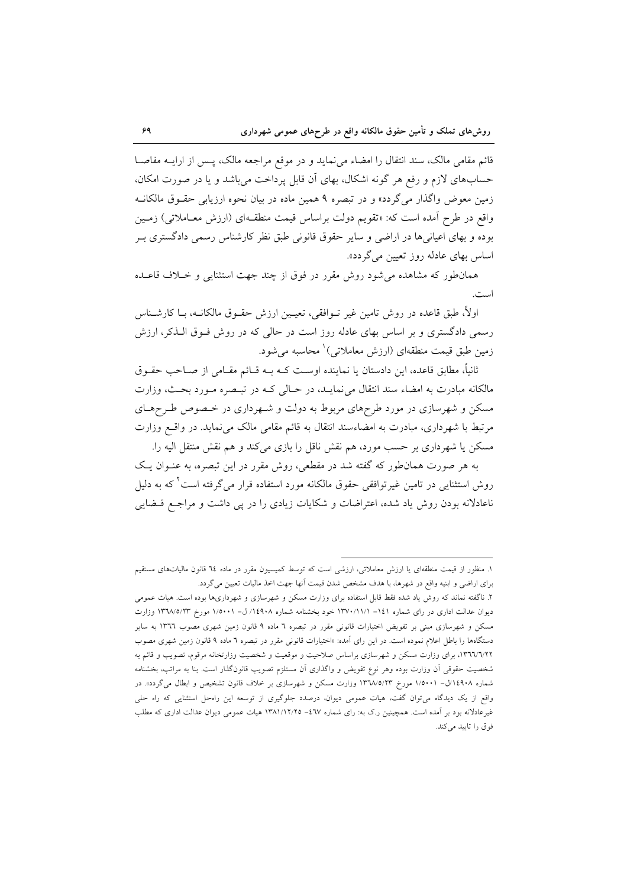قائم مقامی مالک، سند انتقال را امضاء می‌نماید و در موقع مراجعه مالک، پس از ارایه مفاصا حساب‌های لازم و رفع هر گونه اشکال، بهای آن قابل پرداخت می‌باشد و یا در صورت امکان، زمین معوض واگذار می‌گردد» و در تبصره ۹ همین ماده در بیان نحوه ارزیابی حقوق مالکانه واقع در طرح آمده است که: «تقویم دولت براساس قیمت منطقه‌ای (ارزش معاملاتی) زمین بوده و بهای اعیانی‌ها در اراضی و سایر حقوق قانونی طبق نظر کارشناس رسمی دادگستری بر اساس بهای عادله روز تعیین می‌گردد».

همان‌طور که مشاهده می‌شود روش مقرر در فوق از چند جهت استثنایی و خلاف قاعده است.

اولاً، طبق قاعده در روش تامین غیر توافقی، تعیین ارزش حقوق مالکانه، با کارشناس رسمی دادگستری و بر اساس بهای عادله روز است در حالی که در روش فوق الذکر، ارزش زمین طبق قیمت منطقه‌ای (ارزش معاملاتی)[1] محاسبه می‌شود.

ثانیاً، مطابق قاعده، این دادستان یا نماینده اوست که به قائم مقامی از صاحب حقوق مالکانه مبادرت به امضاء سند انتقال می‌نماید، در حالی که در تبصره مورد بحث، وزارت مسکن و شهرسازی در مورد طرح‌های مربوط به دولت و شهرداری در خصوص طرح‌های مرتبط با شهرداری، مبادرت به امضاءسند انتقال به قائم مقامی مالک می‌نماید. در واقع وزارت مسکن یا شهرداری بر حسب مورد، هم نقش ناقل را بازی می‌کند و هم نقش منتقل الیه را.

به هر صورت همان‌طور که گفته شد در مقطعی، روش مقرر در این تبصره، به عنوان یک روش استثنایی در تامین غیرتوافقی حقوق مالکانه مورد استفاده قرار می‌گرفته است[2] که به دلیل ناعادلانه بودن روش یاد شده، اعتراضات و شکایات زیادی را در پی داشت و مراجع قضایی

---

۱. منظور از قیمت منطقه‌ای یا ارزش معاملاتی، ارزشی است که توسط کمیسیون مقرر در ماده ٦٤ قانون مالیات‌های مستقیم برای اراضی و ابنیه واقع در شهرها، با هدف مشخص شدن قیمت آنها جهت اخذ مالیات تعیین می‌گردد.

۲. ناگفته نماند که روش یاد شده فقط قابل استفاده برای وزارت مسکن و شهرسازی و شهرداری‌ها بوده است. هیات عمومی دیوان عدالت اداری در رای شماره ١٤١- ١٣٧٠/١١/١ خود بخشنامه شماره ١٤٩٠٨/ ل- ١/٥٠٠١ مورخ ١٣٦٨/٥/٢٣ وزارت مسکن و شهرسازی مبنی بر تفویض اختیارات قانونی مقرر در تبصره ٦ ماده ٩ قانون زمین شهری مصوب ١٣٦٦ به سایر دستگاه‌ها را باطل اعلام نموده است. در این رای آمده: «اختیارات قانونی مقرر در تبصره ٦ ماده ٩ قانون زمین شهری مصوب ١٣٦٦/٦/٢٢، برای وزارت مسکن و شهرسازی براساس صلاحیت و موقعیت و شخصیت وزارتخانه مرقوم، تصویب و قائم به شخصیت حقوقی آن وزارت بوده وهر نوع تفویض و واگذاری آن مستلزم تصویب قانون‌گذار است. بنا به مراتب، بخشنامه شماره ١٤٩٠٨/ل- ١/٥٠٠١ مورخ ١٣٦٨/٥/٢٣ وزارت مسکن و شهرسازی بر خلاف قانون تشخیص و ابطال می‌گردد». در واقع از یک دیدگاه می‌توان گفت، هیات عمومی دیوان، درصدد جلوگیری از توسعه این راه‌حل استثنایی که راه حلی غیرعادلانه بود بر آمده است. همچنین ر.ک به: رای شماره ٤٦٧- ١٣٨١/١٢/٢٥ هیات عمومی دیوان عدالت اداری که مطلب فوق را تایید می‌کند.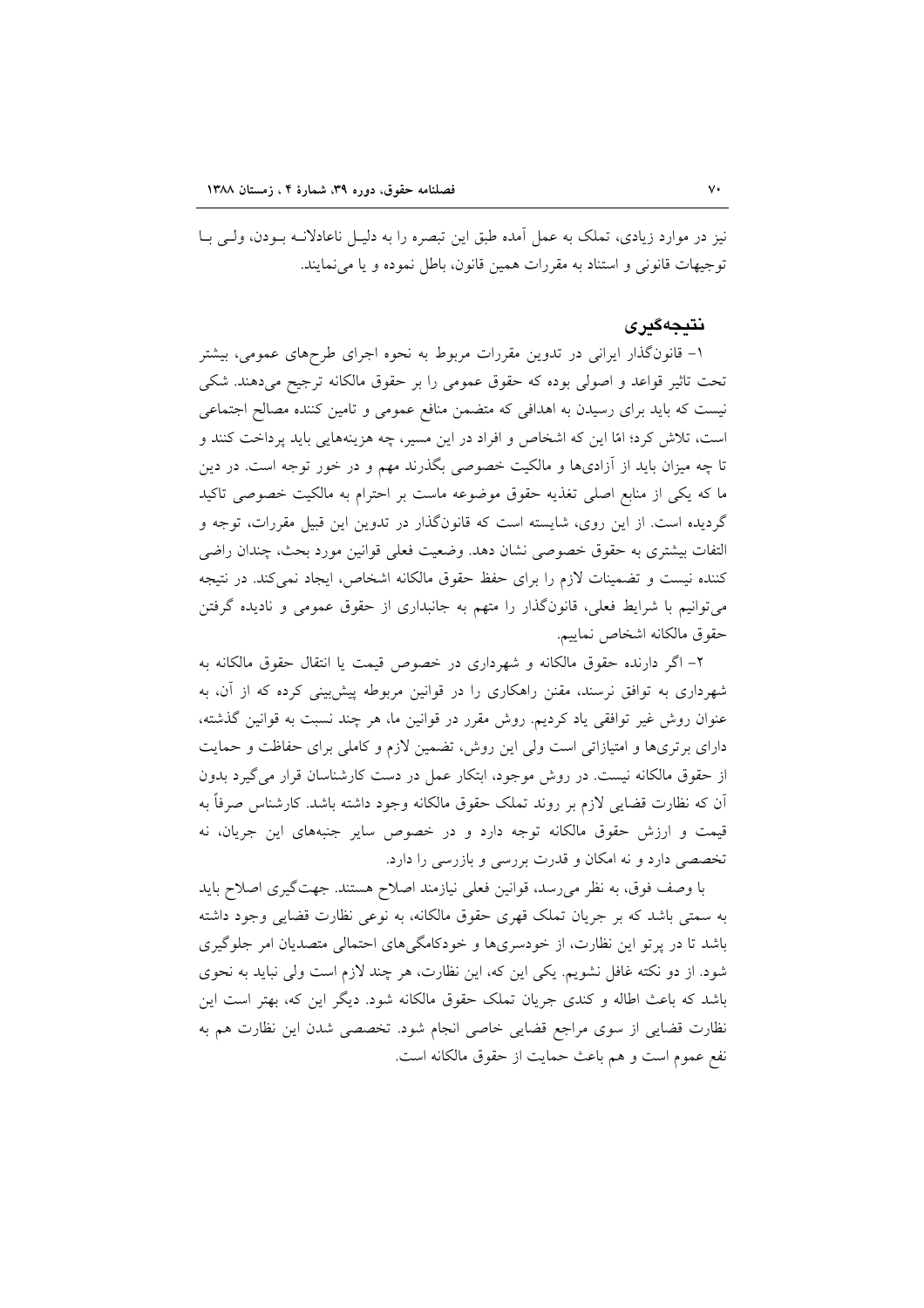نیز در موارد زیادی، تملک به عمل آمده طبق این تبصره را به دلیل ناعادلانه بودن، ولی با توجیهات قانونی و استناد به مقررات همین قانون، باطل نموده و یا می‌نمایند.

## نتیجه‌گیری

۱- قانونگذار ایرانی در تدوین مقررات مربوط به نحوه اجرای طرح‌های عمومی، بیشتر تحت تاثیر قواعد و اصولی بوده که حقوق عمومی را بر حقوق مالکانه ترجیح می‌دهند. شکی نیست که باید برای رسیدن به اهدافی که متضمن منافع عمومی و تامین کننده مصالح اجتماعی است، تلاش کرد؛ امّا این که اشخاص و افراد در این مسیر، چه هزینه‌هایی باید پرداخت کنند و تا چه میزان باید از آزادی‌ها و مالکیت خصوصی بگذرند مهم و در خور توجه است. در دین ما که یکی از منابع اصلی تغذیه حقوق موضوعه ماست بر احترام به مالکیت خصوصی تاکید گردیده است. از این روی، شایسته است که قانونگذار در تدوین این قبیل مقررات، توجه و التفات بیشتری به حقوق خصوصی نشان دهد. وضعیت فعلی قوانین مورد بحث، چندان راضی کننده نیست و تضمینات لازم را برای حفظ حقوق مالکانه اشخاص، ایجاد نمی‌کند. در نتیجه می‌توانیم با شرایط فعلی، قانونگذار را متهم به جانبداری از حقوق عمومی و نادیده گرفتن حقوق مالکانه اشخاص نماییم.

۲- اگر دارنده حقوق مالکانه و شهرداری در خصوص قیمت یا انتقال حقوق مالکانه به شهرداری به توافق نرسند، مقنن راهکاری را در قوانین مربوطه پیش‌بینی کرده که از آن، به عنوان روش غیر توافقی یاد کردیم. روش مقرر در قوانین ما، هر چند نسبت به قوانین گذشته، دارای برتری‌ها و امتیازاتی است ولی این روش، تضمین لازم و کاملی برای حفاظت و حمایت از حقوق مالکانه نیست. در روش موجود، ابتکار عمل در دست کارشناسان قرار می‌گیرد بدون آن که نظارت قضایی لازم بر روند تملک حقوق مالکانه وجود داشته باشد. کارشناس صرفاً به قیمت و ارزش حقوق مالکانه توجه دارد و در خصوص سایر جنبه‌های این جریان، نه تخصصی دارد و نه امکان و قدرت بررسی و بازرسی را دارد.

با وصف فوق، به نظر می‌رسد، قوانین فعلی نیازمند اصلاح هستند. جهت‌گیری اصلاح باید به سمتی باشد که بر جریان تملک قهری حقوق مالکانه، به نوعی نظارت قضایی وجود داشته باشد تا در پرتو این نظارت، از خودسری‌ها و خودکامگی‌های احتمالی متصدیان امر جلوگیری شود. از دو نکته غافل نشویم. یکی این که، این نظارت، هر چند لازم است ولی نباید به نحوی باشد که باعث اطاله و کندی جریان تملک حقوق مالکانه شود. دیگر این که، بهتر است این نظارت قضایی از سوی مراجع قضایی خاصی انجام شود. تخصصی شدن این نظارت هم به نفع عموم است و هم باعث حمایت از حقوق مالکانه است.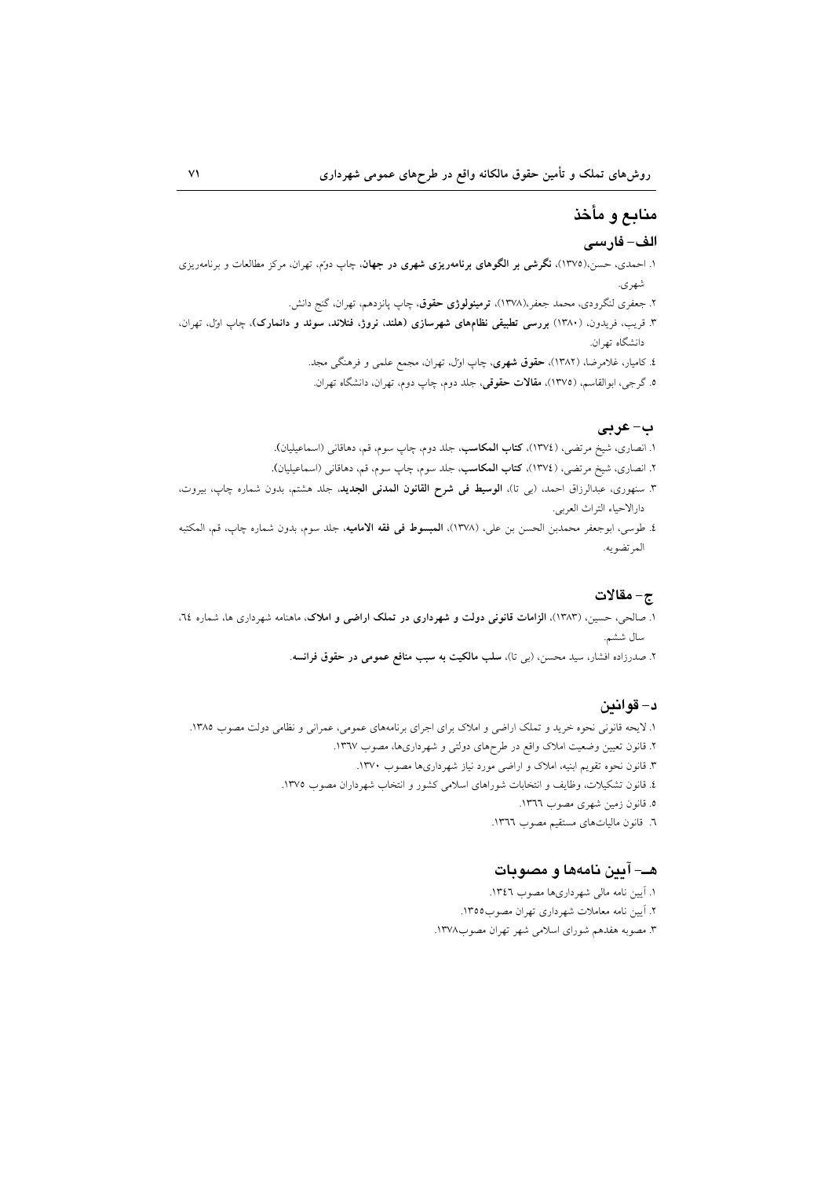## منابع و مأخذ

### الف- فارسی

۱. احمدی، حسن،(۱۳۷۵)، **نگرشی بر الگوهای برنامه‌ریزی شهری در جهان**، چاپ دوّم، تهران، مرکز مطالعات و برنامه‌ریزی شهری.

۲. جعفری لنگرودی، محمد جعفر،(۱۳۷۸)، **ترمینولوژی حقوق**، چاپ پانزدهم، تهران، گنج دانش.

۳. قریب، فریدون، (۱۳۸۰) **بررسی تطبیقی نظام‌های شهرسازی (هلند، نروژ، فنلاند، سوئد و دانمارک)**، چاپ اوّل، تهران، دانشگاه تهران.

٤. کامیار، غلامرضا، (۱۳۸۲)، **حقوق شهری**، چاپ اوّل، تهران، مجمع علمی و فرهنگی مجد.

٥. گرجی، ابوالقاسم، (۱۳۷٥)، **مقالات حقوقی**، جلد دوم، چاپ دوم، تهران، دانشگاه تهران.

### ب- عربی

۱. انصاری، شیخ مرتضی، (۱۳۷٤)، **کتاب المکاسب**، جلد دوم، چاپ سوم، قم، دهاقانی (اسماعیلیان).

۲. انصاری، شیخ مرتضی، (۱۳۷٤)، **کتاب المکاسب**، جلد سوم، چاپ سوم، قم، دهاقانی (اسماعیلیان).

۳. سنهوری، عبدالرزاق احمد، (بی تا)، **الوسیط فی شرح القانون المدنی الجدید**، جلد هشتم، بدون شماره چاپ، بیروت، دارالاحیاء التراث العربی.

٤. طوسی، ابوجعفر محمدبن الحسن بن علی، (۱۳۷۸)، **المبسوط فی فقه الامامیه**، جلد سوم، بدون شماره چاپ، قم، المکتبه المرتضویه.

### ج- مقالات

۱. صالحی، حسین، (۱۳۸۳)، **الزامات قانونی دولت و شهرداری در تملک اراضی و املاک**، ماهنامه شهرداری ها، شماره ٦٤، سال ششم.

۲. صدرزاده افشار، سید محسن، (بی تا)، **سلب مالکیت به سبب منافع عمومی در حقوق فرانسه**.

### د- قوانین

۱. لایحه قانونی نحوه خرید و تملک اراضی و املاک برای اجرای برنامه‌های عمومی، عمرانی و نظامی دولت مصوب ۱۳۸٥.

۲. قانون تعیین وضعیت املاک واقع در طرح‌های دولتی و شهرداری‌ها، مصوب ۱۳٦۷.

۳. قانون نحوه تقویم ابنیه، املاک و اراضی مورد نیاز شهرداری‌ها مصوب ۱۳۷۰.

٤. قانون تشکیلات، وظایف و انتخابات شوراهای اسلامی کشور و انتخاب شهرداران مصوب ۱۳۷٥.

٥. قانون زمین شهری مصوب ۱۳٦٦.

٦. قانون مالیات‌های مستقیم مصوب ۱۳٦٦.

### هـ- آیین نامه‌ها و مصوبات

۱. آیین نامه مالی شهرداری‌ها مصوب ۱۳٤٦.

۲. آیین نامه معاملات شهرداری تهران مصوب۱۳٥٥.

۳. مصوبه هفدهم شورای اسلامی شهر تهران مصوب۱۳۷۸.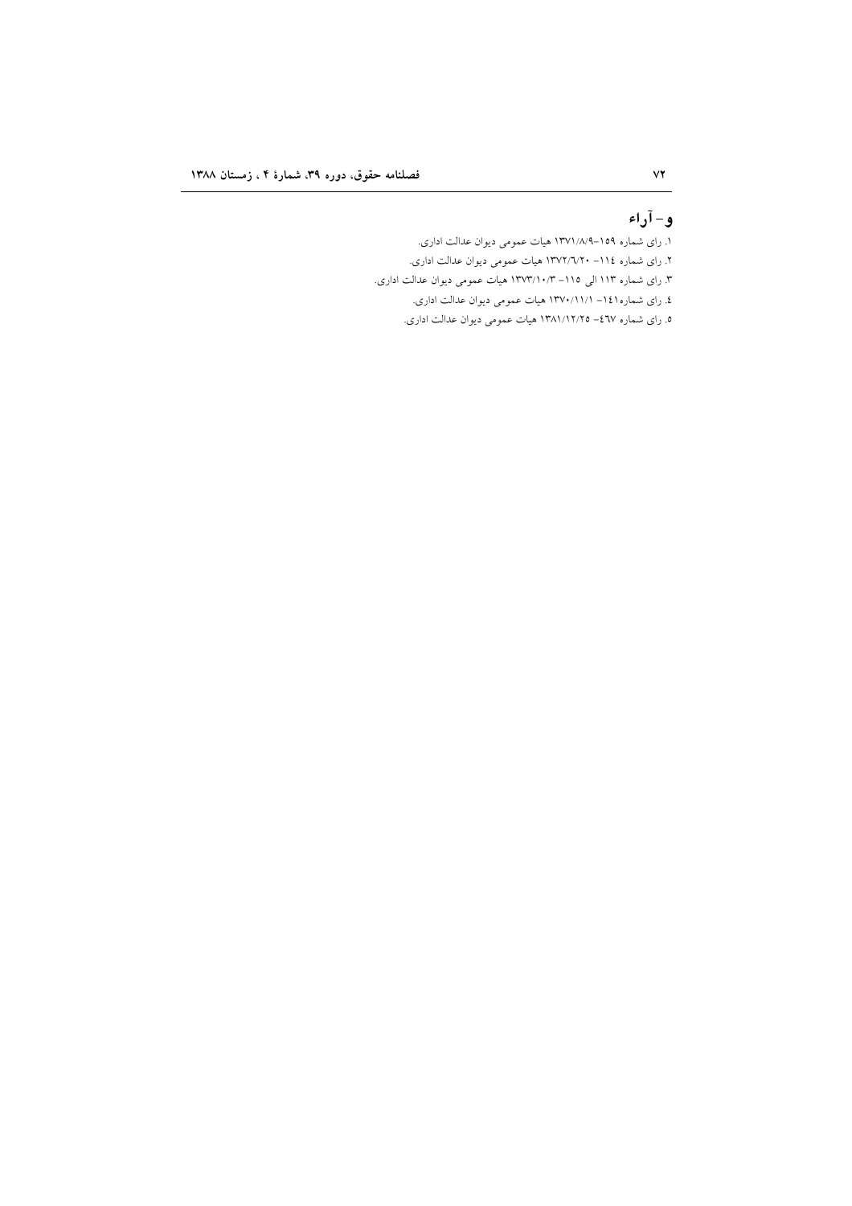## و- آراء

۱. رای شماره ۱۵۹-۱۳۷۱/۸/۹ هیات عمومی دیوان عدالت اداری.

۲. رای شماره ۱۱٤- ۱۳۷۲/٦/۲۰ هیات عمومی دیوان عدالت اداری.

۳. رای شماره ۱۱۳ الی ۱۱۵- ۱۳۷۳/۱۰/۳ هیات عمومی دیوان عدالت اداری.

٤. رای شماره۱٤۱- ۱۳۷۰/۱۱/۱ هیات عمومی دیوان عدالت اداری.

۵. رای شماره ٤٦۷- ۱۳۸۱/۱۲/۲۵ هیات عمومی دیوان عدالت اداری.